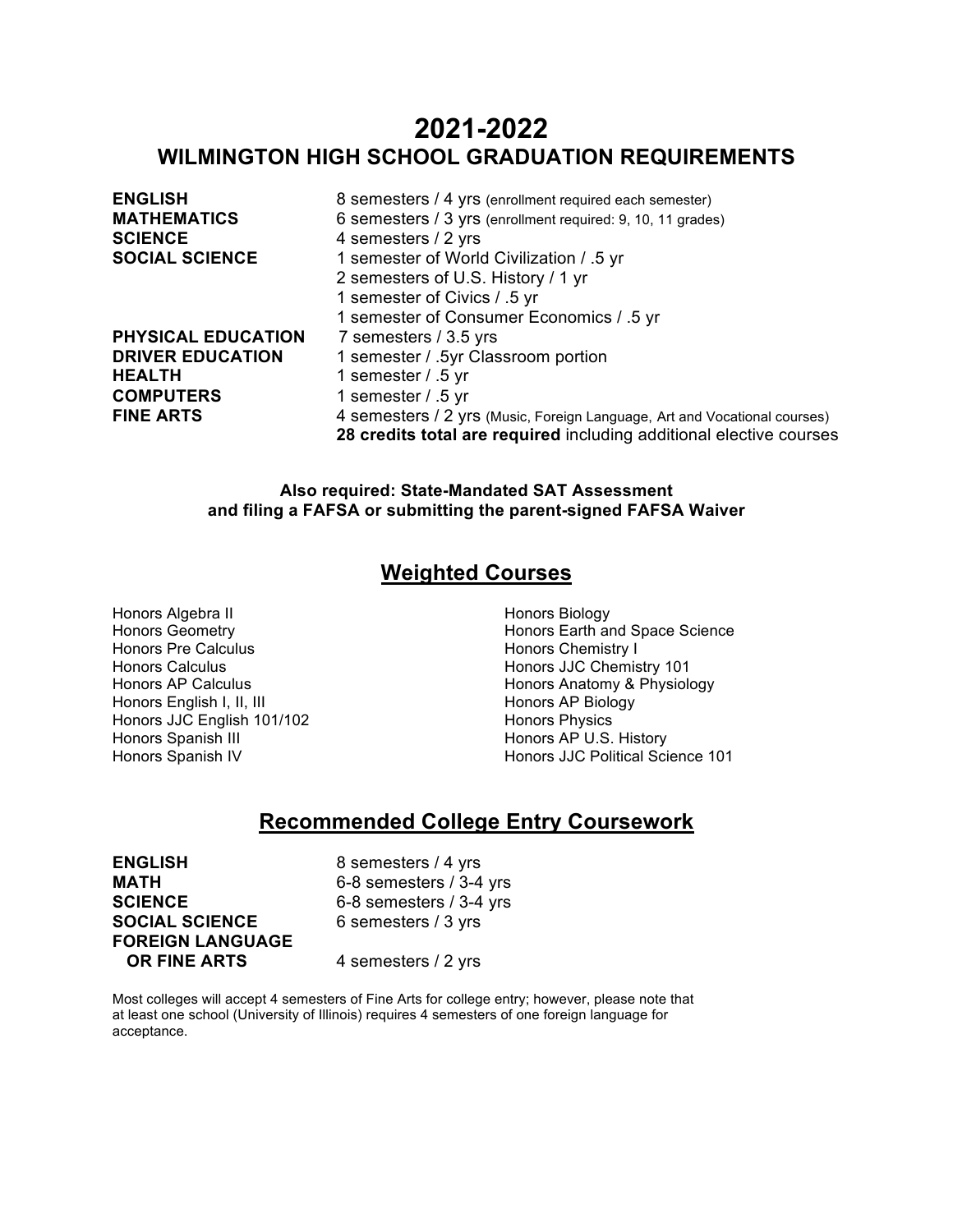# 2021-2022

## WILMINGTON HIGH SCHOOL GRADUATION REQUIREMENTS

| | |
|---|---|
| **ENGLISH** | 8 semesters / 4 yrs (enrollment required each semester) |
| **MATHEMATICS** | 6 semesters / 3 yrs (enrollment required: 9, 10, 11 grades) |
| **SCIENCE** | 4 semesters / 2 yrs |
| **SOCIAL SCIENCE** | 1 semester of World Civilization / .5 yr |
| | 2 semesters of U.S. History / 1 yr |
| | 1 semester of Civics / .5 yr |
| | 1 semester of Consumer Economics / .5 yr |
| **PHYSICAL EDUCATION** | 7 semesters / 3.5 yrs |
| **DRIVER EDUCATION** | 1 semester / .5yr Classroom portion |
| **HEALTH** | 1 semester / .5 yr |
| **COMPUTERS** | 1 semester / .5 yr |
| **FINE ARTS** | 4 semesters / 2 yrs (Music, Foreign Language, Art and Vocational courses) |
| | **28 credits total are required** including additional elective courses |

**Also required: State-Mandated SAT Assessment and filing a FAFSA or submitting the parent-signed FAFSA Waiver**

## Weighted Courses

Honors Algebra II
Honors Geometry
Honors Pre Calculus
Honors Calculus
Honors AP Calculus
Honors English I, II, III
Honors JJC English 101/102
Honors Spanish III
Honors Spanish IV

Honors Biology
Honors Earth and Space Science
Honors Chemistry I
Honors JJC Chemistry 101
Honors Anatomy & Physiology
Honors AP Biology
Honors Physics
Honors AP U.S. History
Honors JJC Political Science 101

## Recommended College Entry Coursework

| | |
|---|---|
| **ENGLISH** | 8 semesters / 4 yrs |
| **MATH** | 6-8 semesters / 3-4 yrs |
| **SCIENCE** | 6-8 semesters / 3-4 yrs |
| **SOCIAL SCIENCE** | 6 semesters / 3 yrs |
| **FOREIGN LANGUAGE OR FINE ARTS** | 4 semesters / 2 yrs |

Most colleges will accept 4 semesters of Fine Arts for college entry; however, please note that at least one school (University of Illinois) requires 4 semesters of one foreign language for acceptance.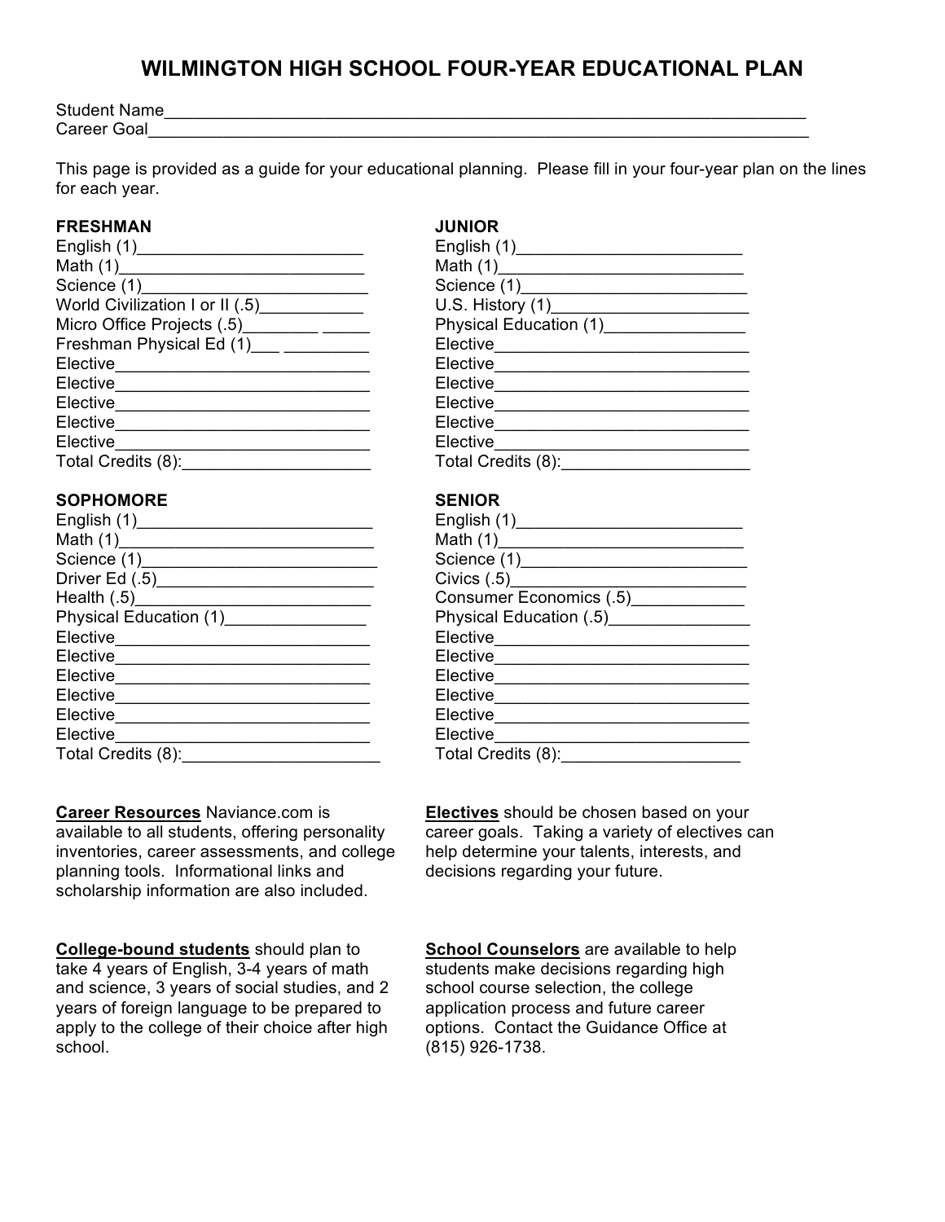# WILMINGTON HIGH SCHOOL FOUR-YEAR EDUCATIONAL PLAN

Student Name_______________________________________________________________________
Career Goal________________________________________________________________________

This page is provided as a guide for your educational planning. Please fill in your four-year plan on the lines for each year.

**FRESHMAN**

English (1)_________________________
Math (1)___________________________
Science (1)_________________________
World Civilization I or II (.5)___________
Micro Office Projects (.5)________ _____
Freshman Physical Ed (1)___ _________
Elective____________________________
Elective____________________________
Elective____________________________
Elective____________________________
Elective____________________________
Total Credits (8):____________________

**SOPHOMORE**

English (1)__________________________
Math (1)____________________________
Science (1)__________________________
Driver Ed (.5)________________________
Health (.5)___________________________
Physical Education (1)_______________
Elective____________________________
Elective____________________________
Elective____________________________
Elective____________________________
Elective____________________________
Elective____________________________
Total Credits (8):_____________________

**JUNIOR**

English (1)_________________________
Math (1)___________________________
Science (1)_________________________
U.S. History (1)______________________
Physical Education (1)________________
Elective____________________________
Elective____________________________
Elective____________________________
Elective____________________________
Elective____________________________
Elective____________________________
Total Credits (8):_____________________

**SENIOR**

English (1)_________________________
Math (1)___________________________
Science (1)_________________________
Civics (.5)__________________________
Consumer Economics (.5)____________
Physical Education (.5)_______________
Elective____________________________
Elective____________________________
Elective____________________________
Elective____________________________
Elective____________________________
Elective____________________________
Total Credits (8):___________________

**Career Resources** Naviance.com is available to all students, offering personality inventories, career assessments, and college planning tools. Informational links and scholarship information are also included.

**Electives** should be chosen based on your career goals. Taking a variety of electives can help determine your talents, interests, and decisions regarding your future.

**College-bound students** should plan to take 4 years of English, 3-4 years of math and science, 3 years of social studies, and 2 years of foreign language to be prepared to apply to the college of their choice after high school.

**School Counselors** are available to help students make decisions regarding high school course selection, the college application process and future career options. Contact the Guidance Office at (815) 926-1738.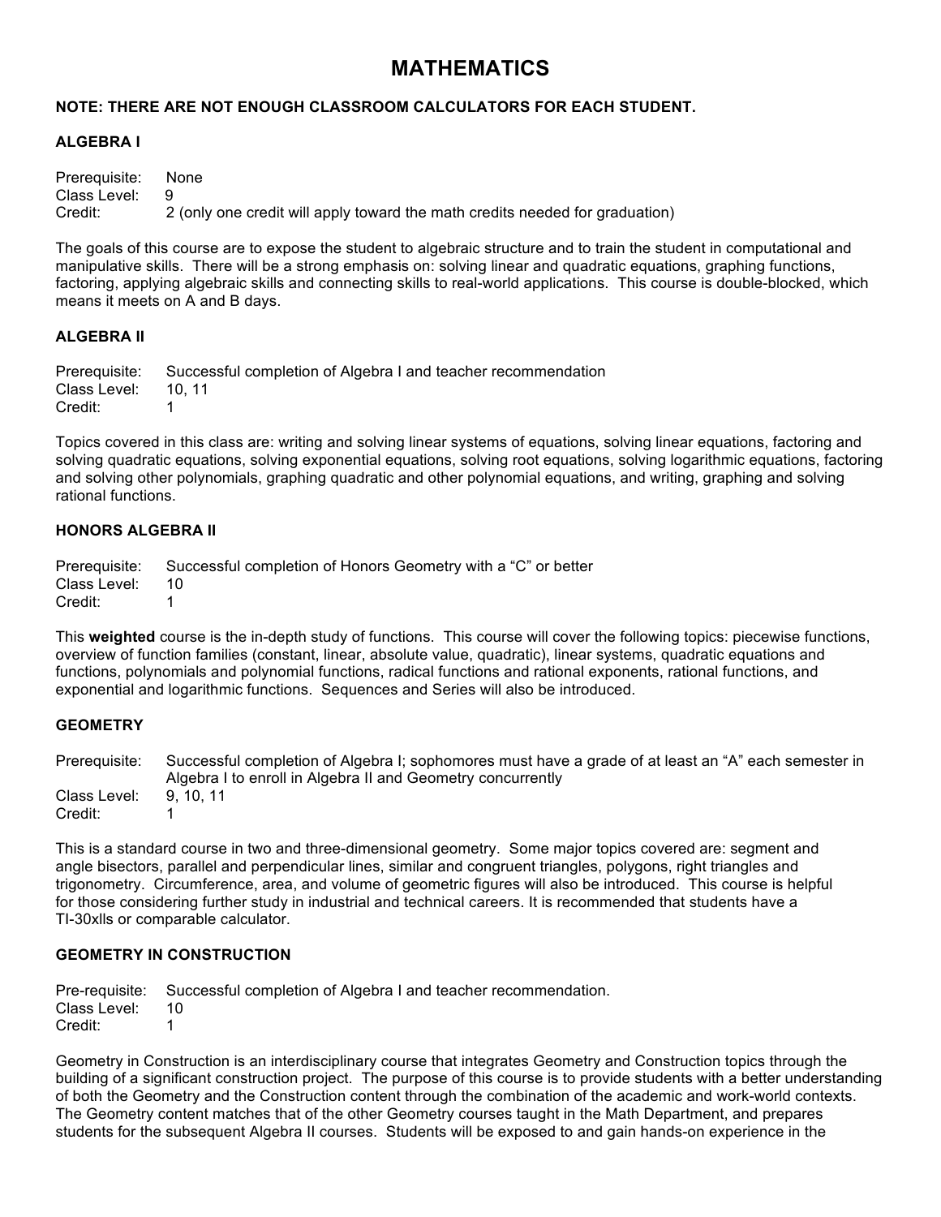# MATHEMATICS

**NOTE: THERE ARE NOT ENOUGH CLASSROOM CALCULATORS FOR EACH STUDENT.**

### ALGEBRA I

Prerequisite: None
Class Level: 9
Credit: 2 (only one credit will apply toward the math credits needed for graduation)

The goals of this course are to expose the student to algebraic structure and to train the student in computational and manipulative skills. There will be a strong emphasis on: solving linear and quadratic equations, graphing functions, factoring, applying algebraic skills and connecting skills to real-world applications. This course is double-blocked, which means it meets on A and B days.

### ALGEBRA II

Prerequisite: Successful completion of Algebra I and teacher recommendation
Class Level: 10, 11
Credit: 1

Topics covered in this class are: writing and solving linear systems of equations, solving linear equations, factoring and solving quadratic equations, solving exponential equations, solving root equations, solving logarithmic equations, factoring and solving other polynomials, graphing quadratic and other polynomial equations, and writing, graphing and solving rational functions.

### HONORS ALGEBRA II

Prerequisite: Successful completion of Honors Geometry with a "C" or better
Class Level: 10
Credit: 1

This **weighted** course is the in-depth study of functions. This course will cover the following topics: piecewise functions, overview of function families (constant, linear, absolute value, quadratic), linear systems, quadratic equations and functions, polynomials and polynomial functions, radical functions and rational exponents, rational functions, and exponential and logarithmic functions. Sequences and Series will also be introduced.

### GEOMETRY

Prerequisite: Successful completion of Algebra I; sophomores must have a grade of at least an "A" each semester in Algebra I to enroll in Algebra II and Geometry concurrently
Class Level: 9, 10, 11
Credit: 1

This is a standard course in two and three-dimensional geometry. Some major topics covered are: segment and angle bisectors, parallel and perpendicular lines, similar and congruent triangles, polygons, right triangles and trigonometry. Circumference, area, and volume of geometric figures will also be introduced. This course is helpful for those considering further study in industrial and technical careers. It is recommended that students have a TI-30xlls or comparable calculator.

### GEOMETRY IN CONSTRUCTION

Pre-requisite: Successful completion of Algebra I and teacher recommendation.
Class Level: 10
Credit: 1

Geometry in Construction is an interdisciplinary course that integrates Geometry and Construction topics through the building of a significant construction project. The purpose of this course is to provide students with a better understanding of both the Geometry and the Construction content through the combination of the academic and work-world contexts. The Geometry content matches that of the other Geometry courses taught in the Math Department, and prepares students for the subsequent Algebra II courses. Students will be exposed to and gain hands-on experience in the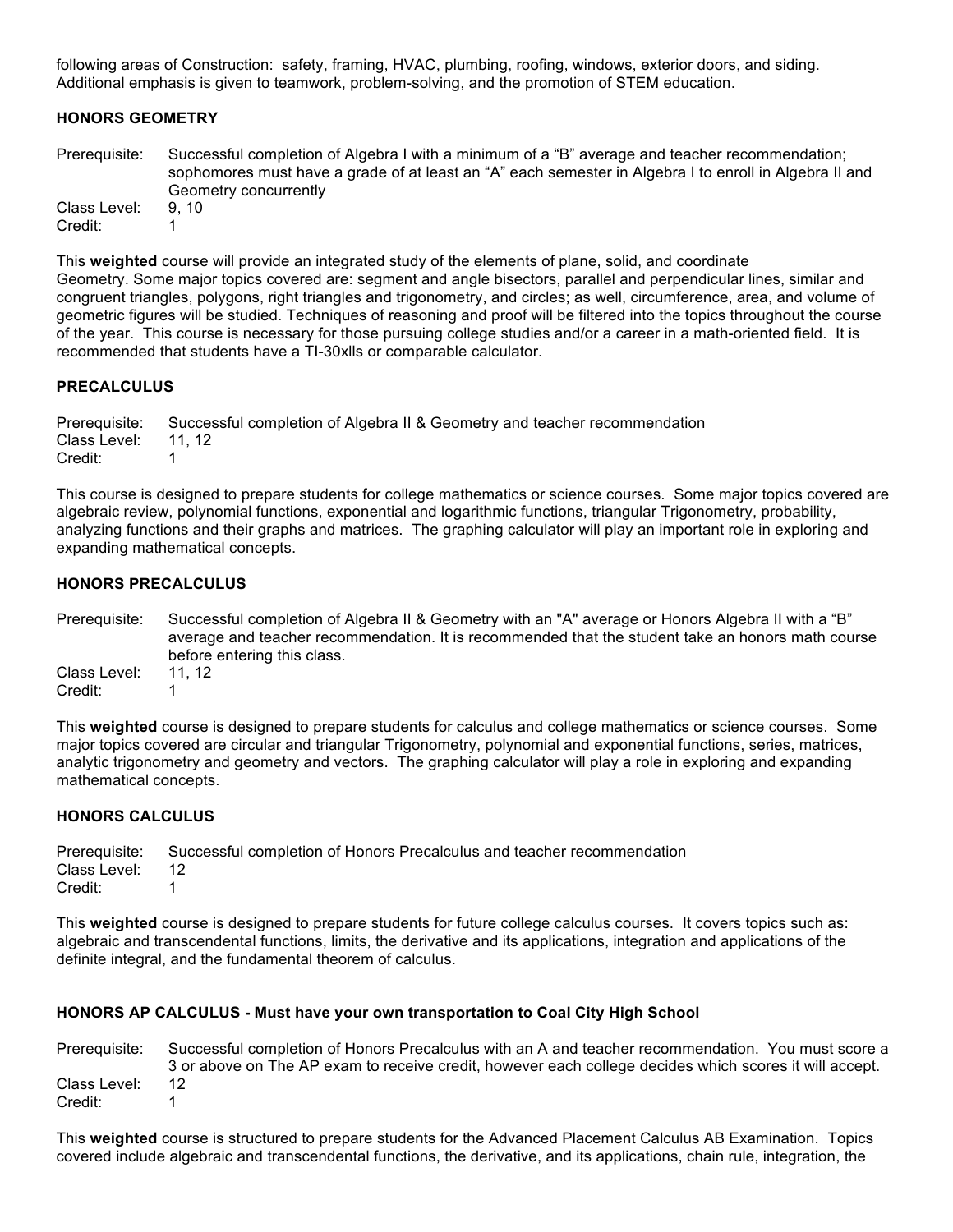following areas of Construction: safety, framing, HVAC, plumbing, roofing, windows, exterior doors, and siding. Additional emphasis is given to teamwork, problem-solving, and the promotion of STEM education.

### HONORS GEOMETRY

Prerequisite: Successful completion of Algebra I with a minimum of a "B" average and teacher recommendation; sophomores must have a grade of at least an "A" each semester in Algebra I to enroll in Algebra II and Geometry concurrently
Class Level: 9, 10
Credit: 1

This **weighted** course will provide an integrated study of the elements of plane, solid, and coordinate Geometry. Some major topics covered are: segment and angle bisectors, parallel and perpendicular lines, similar and congruent triangles, polygons, right triangles and trigonometry, and circles; as well, circumference, area, and volume of geometric figures will be studied. Techniques of reasoning and proof will be filtered into the topics throughout the course of the year. This course is necessary for those pursuing college studies and/or a career in a math-oriented field. It is recommended that students have a TI-30xlls or comparable calculator.

### PRECALCULUS

Prerequisite: Successful completion of Algebra II & Geometry and teacher recommendation
Class Level: 11, 12
Credit: 1

This course is designed to prepare students for college mathematics or science courses. Some major topics covered are algebraic review, polynomial functions, exponential and logarithmic functions, triangular Trigonometry, probability, analyzing functions and their graphs and matrices. The graphing calculator will play an important role in exploring and expanding mathematical concepts.

### HONORS PRECALCULUS

Prerequisite: Successful completion of Algebra II & Geometry with an "A" average or Honors Algebra II with a "B" average and teacher recommendation. It is recommended that the student take an honors math course before entering this class.
Class Level: 11, 12
Credit: 1

This **weighted** course is designed to prepare students for calculus and college mathematics or science courses. Some major topics covered are circular and triangular Trigonometry, polynomial and exponential functions, series, matrices, analytic trigonometry and geometry and vectors. The graphing calculator will play a role in exploring and expanding mathematical concepts.

### HONORS CALCULUS

Prerequisite: Successful completion of Honors Precalculus and teacher recommendation
Class Level: 12
Credit: 1

This **weighted** course is designed to prepare students for future college calculus courses. It covers topics such as: algebraic and transcendental functions, limits, the derivative and its applications, integration and applications of the definite integral, and the fundamental theorem of calculus.

### HONORS AP CALCULUS - Must have your own transportation to Coal City High School

Prerequisite: Successful completion of Honors Precalculus with an A and teacher recommendation. You must score a 3 or above on The AP exam to receive credit, however each college decides which scores it will accept.
Class Level: 12
Credit: 1

This **weighted** course is structured to prepare students for the Advanced Placement Calculus AB Examination. Topics covered include algebraic and transcendental functions, the derivative, and its applications, chain rule, integration, the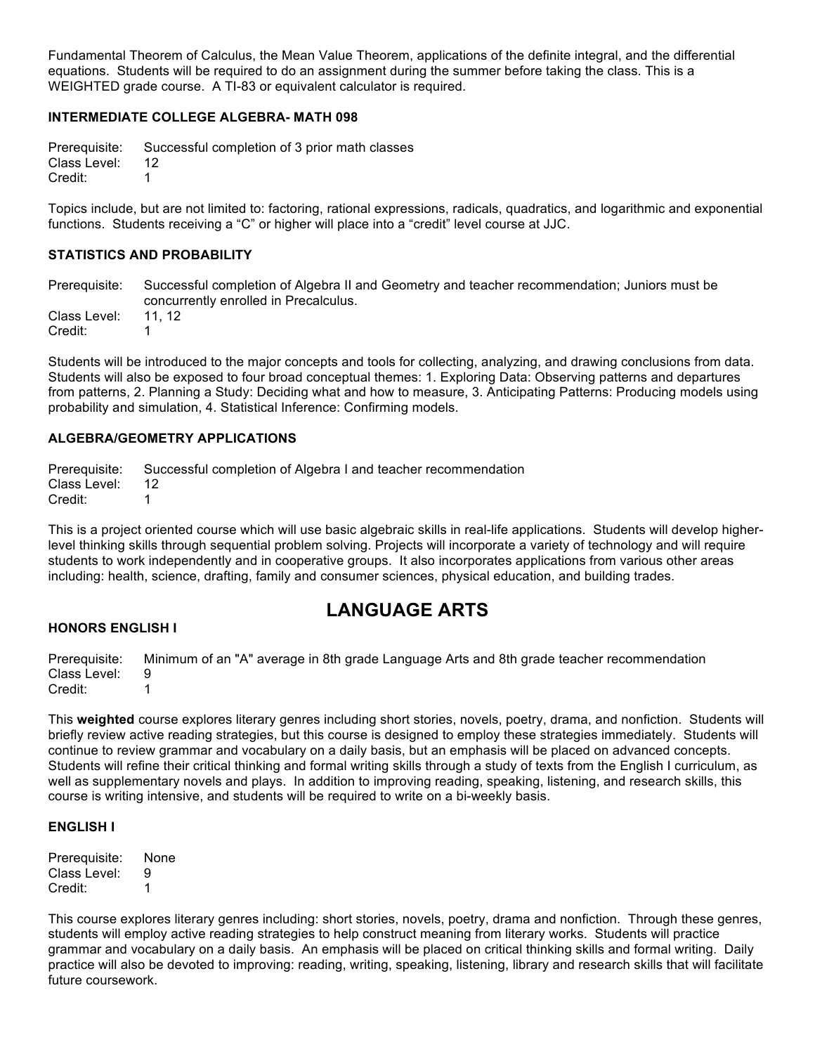Fundamental Theorem of Calculus, the Mean Value Theorem, applications of the definite integral, and the differential equations. Students will be required to do an assignment during the summer before taking the class. This is a WEIGHTED grade course. A TI-83 or equivalent calculator is required.

### INTERMEDIATE COLLEGE ALGEBRA- MATH 098

Prerequisite: Successful completion of 3 prior math classes
Class Level: 12
Credit: 1

Topics include, but are not limited to: factoring, rational expressions, radicals, quadratics, and logarithmic and exponential functions. Students receiving a "C" or higher will place into a "credit" level course at JJC.

### STATISTICS AND PROBABILITY

Prerequisite: Successful completion of Algebra II and Geometry and teacher recommendation; Juniors must be concurrently enrolled in Precalculus.
Class Level: 11, 12
Credit: 1

Students will be introduced to the major concepts and tools for collecting, analyzing, and drawing conclusions from data. Students will also be exposed to four broad conceptual themes: 1. Exploring Data: Observing patterns and departures from patterns, 2. Planning a Study: Deciding what and how to measure, 3. Anticipating Patterns: Producing models using probability and simulation, 4. Statistical Inference: Confirming models.

### ALGEBRA/GEOMETRY APPLICATIONS

Prerequisite: Successful completion of Algebra I and teacher recommendation
Class Level: 12
Credit: 1

This is a project oriented course which will use basic algebraic skills in real-life applications. Students will develop higher-level thinking skills through sequential problem solving. Projects will incorporate a variety of technology and will require students to work independently and in cooperative groups. It also incorporates applications from various other areas including: health, science, drafting, family and consumer sciences, physical education, and building trades.

## LANGUAGE ARTS

### HONORS ENGLISH I

Prerequisite: Minimum of an "A" average in 8th grade Language Arts and 8th grade teacher recommendation
Class Level: 9
Credit: 1

This **weighted** course explores literary genres including short stories, novels, poetry, drama, and nonfiction. Students will briefly review active reading strategies, but this course is designed to employ these strategies immediately. Students will continue to review grammar and vocabulary on a daily basis, but an emphasis will be placed on advanced concepts. Students will refine their critical thinking and formal writing skills through a study of texts from the English I curriculum, as well as supplementary novels and plays. In addition to improving reading, speaking, listening, and research skills, this course is writing intensive, and students will be required to write on a bi-weekly basis.

### ENGLISH I

Prerequisite: None
Class Level: 9
Credit: 1

This course explores literary genres including: short stories, novels, poetry, drama and nonfiction. Through these genres, students will employ active reading strategies to help construct meaning from literary works. Students will practice grammar and vocabulary on a daily basis. An emphasis will be placed on critical thinking skills and formal writing. Daily practice will also be devoted to improving: reading, writing, speaking, listening, library and research skills that will facilitate future coursework.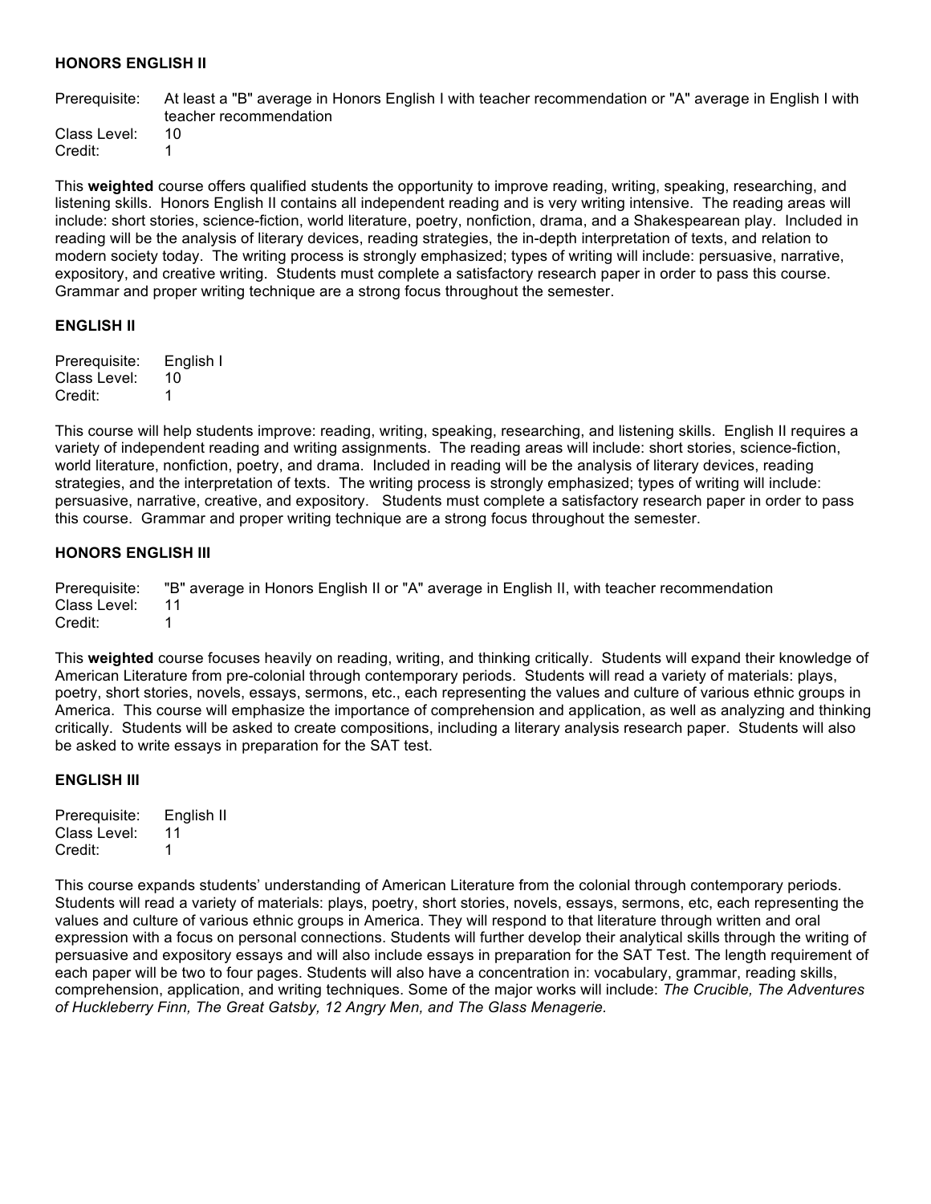### HONORS ENGLISH II

Prerequisite: At least a "B" average in Honors English I with teacher recommendation or "A" average in English I with teacher recommendation
Class Level: 10
Credit: 1

This **weighted** course offers qualified students the opportunity to improve reading, writing, speaking, researching, and listening skills. Honors English II contains all independent reading and is very writing intensive. The reading areas will include: short stories, science-fiction, world literature, poetry, nonfiction, drama, and a Shakespearean play. Included in reading will be the analysis of literary devices, reading strategies, the in-depth interpretation of texts, and relation to modern society today. The writing process is strongly emphasized; types of writing will include: persuasive, narrative, expository, and creative writing. Students must complete a satisfactory research paper in order to pass this course. Grammar and proper writing technique are a strong focus throughout the semester.

### ENGLISH II

Prerequisite: English I
Class Level: 10
Credit: 1

This course will help students improve: reading, writing, speaking, researching, and listening skills. English II requires a variety of independent reading and writing assignments. The reading areas will include: short stories, science-fiction, world literature, nonfiction, poetry, and drama. Included in reading will be the analysis of literary devices, reading strategies, and the interpretation of texts. The writing process is strongly emphasized; types of writing will include: persuasive, narrative, creative, and expository. Students must complete a satisfactory research paper in order to pass this course. Grammar and proper writing technique are a strong focus throughout the semester.

### HONORS ENGLISH III

Prerequisite: "B" average in Honors English II or "A" average in English II, with teacher recommendation
Class Level: 11
Credit: 1

This **weighted** course focuses heavily on reading, writing, and thinking critically. Students will expand their knowledge of American Literature from pre-colonial through contemporary periods. Students will read a variety of materials: plays, poetry, short stories, novels, essays, sermons, etc., each representing the values and culture of various ethnic groups in America. This course will emphasize the importance of comprehension and application, as well as analyzing and thinking critically. Students will be asked to create compositions, including a literary analysis research paper. Students will also be asked to write essays in preparation for the SAT test.

### ENGLISH III

Prerequisite: English II
Class Level: 11
Credit: 1

This course expands students' understanding of American Literature from the colonial through contemporary periods. Students will read a variety of materials: plays, poetry, short stories, novels, essays, sermons, etc, each representing the values and culture of various ethnic groups in America. They will respond to that literature through written and oral expression with a focus on personal connections. Students will further develop their analytical skills through the writing of persuasive and expository essays and will also include essays in preparation for the SAT Test. The length requirement of each paper will be two to four pages. Students will also have a concentration in: vocabulary, grammar, reading skills, comprehension, application, and writing techniques. Some of the major works will include: *The Crucible, The Adventures of Huckleberry Finn, The Great Gatsby, 12 Angry Men, and The Glass Menagerie*.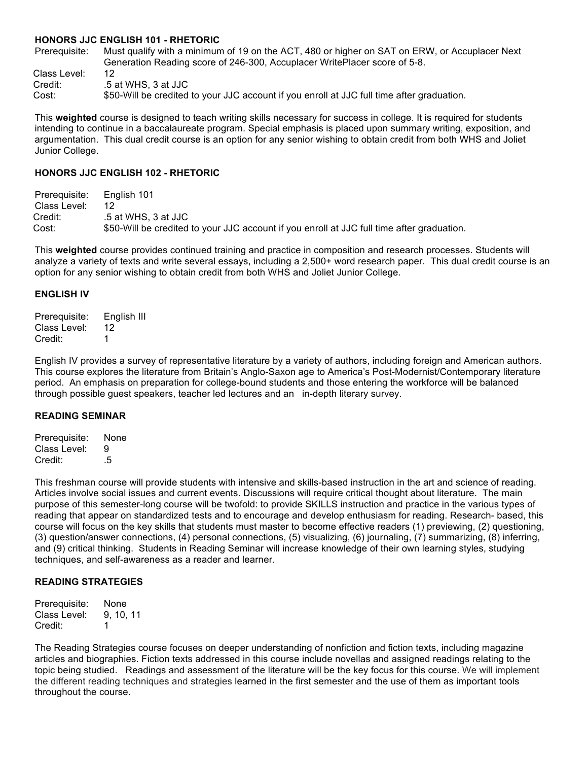### HONORS JJC ENGLISH 101 - RHETORIC

| | |
|---|---|
| Prerequisite: | Must qualify with a minimum of 19 on the ACT, 480 or higher on SAT on ERW, or Accuplacer Next Generation Reading score of 246-300, Accuplacer WritePlacer score of 5-8. |
| Class Level: | 12 |
| Credit: | .5 at WHS, 3 at JJC |
| Cost: | $50-Will be credited to your JJC account if you enroll at JJC full time after graduation. |

This **weighted** course is designed to teach writing skills necessary for success in college. It is required for students intending to continue in a baccalaureate program. Special emphasis is placed upon summary writing, exposition, and argumentation. This dual credit course is an option for any senior wishing to obtain credit from both WHS and Joliet Junior College.

### HONORS JJC ENGLISH 102 - RHETORIC

| | |
|---|---|
| Prerequisite: | English 101 |
| Class Level: | 12 |
| Credit: | .5 at WHS, 3 at JJC |
| Cost: | $50-Will be credited to your JJC account if you enroll at JJC full time after graduation. |

This **weighted** course provides continued training and practice in composition and research processes. Students will analyze a variety of texts and write several essays, including a 2,500+ word research paper. This dual credit course is an option for any senior wishing to obtain credit from both WHS and Joliet Junior College.

### ENGLISH IV

| | |
|---|---|
| Prerequisite: | English III |
| Class Level: | 12 |
| Credit: | 1 |

English IV provides a survey of representative literature by a variety of authors, including foreign and American authors. This course explores the literature from Britain's Anglo-Saxon age to America's Post-Modernist/Contemporary literature period. An emphasis on preparation for college-bound students and those entering the workforce will be balanced through possible guest speakers, teacher led lectures and an in-depth literary survey.

### READING SEMINAR

| | |
|---|---|
| Prerequisite: | None |
| Class Level: | 9 |
| Credit: | .5 |

This freshman course will provide students with intensive and skills-based instruction in the art and science of reading. Articles involve social issues and current events. Discussions will require critical thought about literature. The main purpose of this semester-long course will be twofold: to provide SKILLS instruction and practice in the various types of reading that appear on standardized tests and to encourage and develop enthusiasm for reading. Research- based, this course will focus on the key skills that students must master to become effective readers (1) previewing, (2) questioning, (3) question/answer connections, (4) personal connections, (5) visualizing, (6) journaling, (7) summarizing, (8) inferring, and (9) critical thinking. Students in Reading Seminar will increase knowledge of their own learning styles, studying techniques, and self-awareness as a reader and learner.

### READING STRATEGIES

| | |
|---|---|
| Prerequisite: | None |
| Class Level: | 9, 10, 11 |
| Credit: | 1 |

The Reading Strategies course focuses on deeper understanding of nonfiction and fiction texts, including magazine articles and biographies. Fiction texts addressed in this course include novellas and assigned readings relating to the topic being studied. Readings and assessment of the literature will be the key focus for this course. We will implement the different reading techniques and strategies learned in the first semester and the use of them as important tools throughout the course.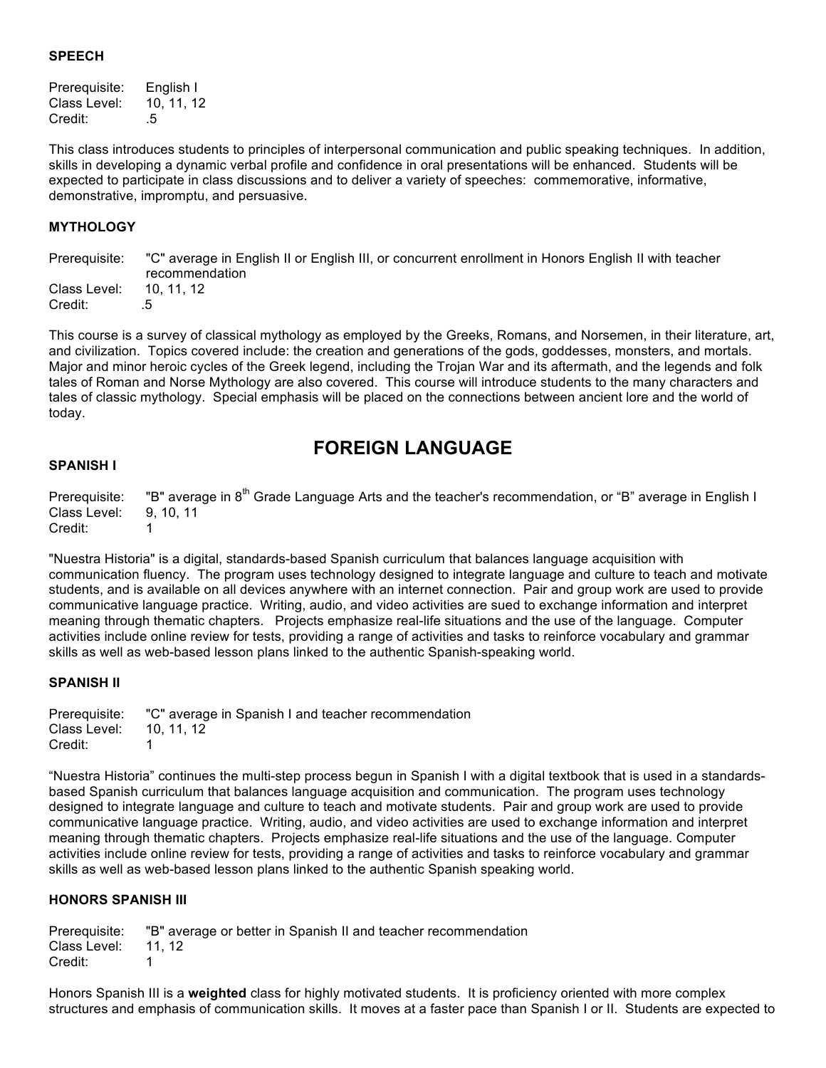### SPEECH

Prerequisite: English I
Class Level: 10, 11, 12
Credit: .5

This class introduces students to principles of interpersonal communication and public speaking techniques. In addition, skills in developing a dynamic verbal profile and confidence in oral presentations will be enhanced. Students will be expected to participate in class discussions and to deliver a variety of speeches: commemorative, informative, demonstrative, impromptu, and persuasive.

### MYTHOLOGY

Prerequisite: "C" average in English II or English III, or concurrent enrollment in Honors English II with teacher recommendation
Class Level: 10, 11, 12
Credit: .5

This course is a survey of classical mythology as employed by the Greeks, Romans, and Norsemen, in their literature, art, and civilization. Topics covered include: the creation and generations of the gods, goddesses, monsters, and mortals. Major and minor heroic cycles of the Greek legend, including the Trojan War and its aftermath, and the legends and folk tales of Roman and Norse Mythology are also covered. This course will introduce students to the many characters and tales of classic mythology. Special emphasis will be placed on the connections between ancient lore and the world of today.

## FOREIGN LANGUAGE

### SPANISH I

Prerequisite: "B" average in 8th Grade Language Arts and the teacher's recommendation, or "B" average in English I
Class Level: 9, 10, 11
Credit: 1

"Nuestra Historia" is a digital, standards-based Spanish curriculum that balances language acquisition with communication fluency. The program uses technology designed to integrate language and culture to teach and motivate students, and is available on all devices anywhere with an internet connection. Pair and group work are used to provide communicative language practice. Writing, audio, and video activities are sued to exchange information and interpret meaning through thematic chapters. Projects emphasize real-life situations and the use of the language. Computer activities include online review for tests, providing a range of activities and tasks to reinforce vocabulary and grammar skills as well as web-based lesson plans linked to the authentic Spanish-speaking world.

### SPANISH II

Prerequisite: "C" average in Spanish I and teacher recommendation
Class Level: 10, 11, 12
Credit: 1

"Nuestra Historia" continues the multi-step process begun in Spanish I with a digital textbook that is used in a standards-based Spanish curriculum that balances language acquisition and communication. The program uses technology designed to integrate language and culture to teach and motivate students. Pair and group work are used to provide communicative language practice. Writing, audio, and video activities are used to exchange information and interpret meaning through thematic chapters. Projects emphasize real-life situations and the use of the language. Computer activities include online review for tests, providing a range of activities and tasks to reinforce vocabulary and grammar skills as well as web-based lesson plans linked to the authentic Spanish speaking world.

### HONORS SPANISH III

Prerequisite: "B" average or better in Spanish II and teacher recommendation
Class Level: 11, 12
Credit: 1

Honors Spanish III is a **weighted** class for highly motivated students. It is proficiency oriented with more complex structures and emphasis of communication skills. It moves at a faster pace than Spanish I or II. Students are expected to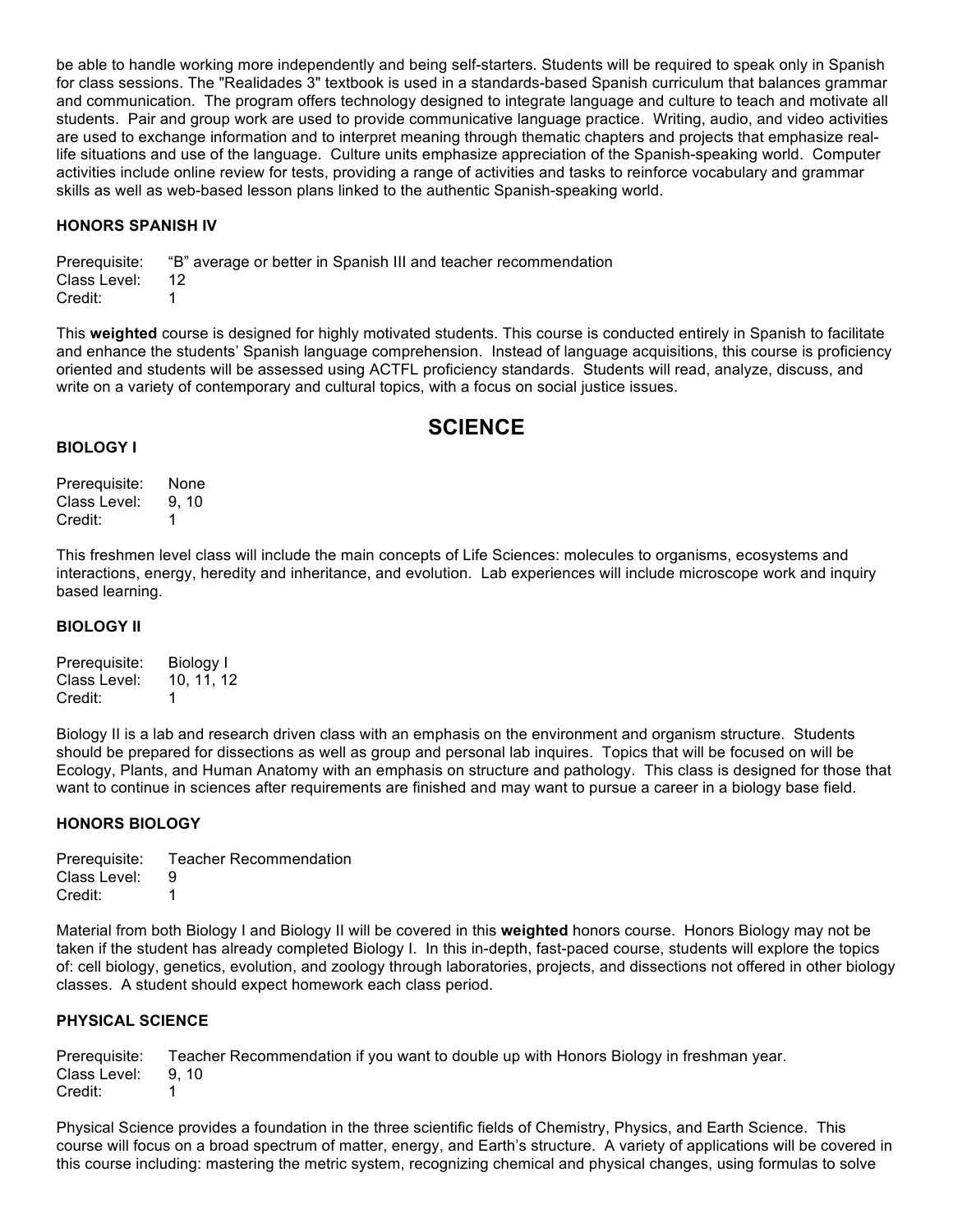be able to handle working more independently and being self-starters. Students will be required to speak only in Spanish for class sessions. The "Realidades 3" textbook is used in a standards-based Spanish curriculum that balances grammar and communication. The program offers technology designed to integrate language and culture to teach and motivate all students. Pair and group work are used to provide communicative language practice. Writing, audio, and video activities are used to exchange information and to interpret meaning through thematic chapters and projects that emphasize real-life situations and use of the language. Culture units emphasize appreciation of the Spanish-speaking world. Computer activities include online review for tests, providing a range of activities and tasks to reinforce vocabulary and grammar skills as well as web-based lesson plans linked to the authentic Spanish-speaking world.

### HONORS SPANISH IV

Prerequisite: "B" average or better in Spanish III and teacher recommendation
Class Level: 12
Credit: 1

This **weighted** course is designed for highly motivated students. This course is conducted entirely in Spanish to facilitate and enhance the students' Spanish language comprehension. Instead of language acquisitions, this course is proficiency oriented and students will be assessed using ACTFL proficiency standards. Students will read, analyze, discuss, and write on a variety of contemporary and cultural topics, with a focus on social justice issues.

## SCIENCE

### BIOLOGY I

Prerequisite: None
Class Level: 9, 10
Credit: 1

This freshmen level class will include the main concepts of Life Sciences: molecules to organisms, ecosystems and interactions, energy, heredity and inheritance, and evolution. Lab experiences will include microscope work and inquiry based learning.

### BIOLOGY II

Prerequisite: Biology I
Class Level: 10, 11, 12
Credit: 1

Biology II is a lab and research driven class with an emphasis on the environment and organism structure. Students should be prepared for dissections as well as group and personal lab inquires. Topics that will be focused on will be Ecology, Plants, and Human Anatomy with an emphasis on structure and pathology. This class is designed for those that want to continue in sciences after requirements are finished and may want to pursue a career in a biology base field.

### HONORS BIOLOGY

Prerequisite: Teacher Recommendation
Class Level: 9
Credit: 1

Material from both Biology I and Biology II will be covered in this **weighted** honors course. Honors Biology may not be taken if the student has already completed Biology I. In this in-depth, fast-paced course, students will explore the topics of: cell biology, genetics, evolution, and zoology through laboratories, projects, and dissections not offered in other biology classes. A student should expect homework each class period.

### PHYSICAL SCIENCE

Prerequisite: Teacher Recommendation if you want to double up with Honors Biology in freshman year.
Class Level: 9, 10
Credit: 1

Physical Science provides a foundation in the three scientific fields of Chemistry, Physics, and Earth Science. This course will focus on a broad spectrum of matter, energy, and Earth's structure. A variety of applications will be covered in this course including: mastering the metric system, recognizing chemical and physical changes, using formulas to solve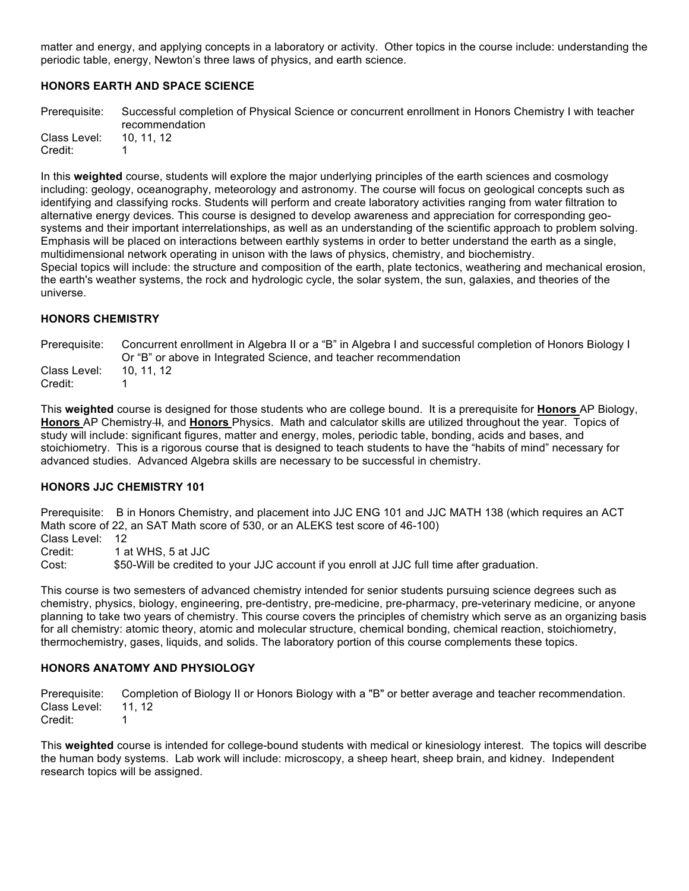matter and energy, and applying concepts in a laboratory or activity. Other topics in the course include: understanding the periodic table, energy, Newton's three laws of physics, and earth science.

### HONORS EARTH AND SPACE SCIENCE

Prerequisite: Successful completion of Physical Science or concurrent enrollment in Honors Chemistry I with teacher recommendation
Class Level: 10, 11, 12
Credit: 1

In this **weighted** course, students will explore the major underlying principles of the earth sciences and cosmology including: geology, oceanography, meteorology and astronomy. The course will focus on geological concepts such as identifying and classifying rocks. Students will perform and create laboratory activities ranging from water filtration to alternative energy devices. This course is designed to develop awareness and appreciation for corresponding geo-systems and their important interrelationships, as well as an understanding of the scientific approach to problem solving. Emphasis will be placed on interactions between earthly systems in order to better understand the earth as a single, multidimensional network operating in unison with the laws of physics, chemistry, and biochemistry.
Special topics will include: the structure and composition of the earth, plate tectonics, weathering and mechanical erosion, the earth's weather systems, the rock and hydrologic cycle, the solar system, the sun, galaxies, and theories of the universe.

### HONORS CHEMISTRY

Prerequisite: Concurrent enrollment in Algebra II or a "B" in Algebra I and successful completion of Honors Biology I Or "B" or above in Integrated Science, and teacher recommendation
Class Level: 10, 11, 12
Credit: 1

This **weighted** course is designed for those students who are college bound. It is a prerequisite for **Honors** AP Biology, **Honors** AP Chemistry ~~II~~, and **Honors** Physics. Math and calculator skills are utilized throughout the year. Topics of study will include: significant figures, matter and energy, moles, periodic table, bonding, acids and bases, and stoichiometry. This is a rigorous course that is designed to teach students to have the "habits of mind" necessary for advanced studies. Advanced Algebra skills are necessary to be successful in chemistry.

### HONORS JJC CHEMISTRY 101

Prerequisite: B in Honors Chemistry, and placement into JJC ENG 101 and JJC MATH 138 (which requires an ACT Math score of 22, an SAT Math score of 530, or an ALEKS test score of 46-100)
Class Level: 12
Credit: 1 at WHS, 5 at JJC
Cost: $50-Will be credited to your JJC account if you enroll at JJC full time after graduation.

This course is two semesters of advanced chemistry intended for senior students pursuing science degrees such as chemistry, physics, biology, engineering, pre-dentistry, pre-medicine, pre-pharmacy, pre-veterinary medicine, or anyone planning to take two years of chemistry. This course covers the principles of chemistry which serve as an organizing basis for all chemistry: atomic theory, atomic and molecular structure, chemical bonding, chemical reaction, stoichiometry, thermochemistry, gases, liquids, and solids. The laboratory portion of this course complements these topics.

### HONORS ANATOMY AND PHYSIOLOGY

Prerequisite: Completion of Biology II or Honors Biology with a "B" or better average and teacher recommendation.
Class Level: 11, 12
Credit: 1

This **weighted** course is intended for college-bound students with medical or kinesiology interest. The topics will describe the human body systems. Lab work will include: microscopy, a sheep heart, sheep brain, and kidney. Independent research topics will be assigned.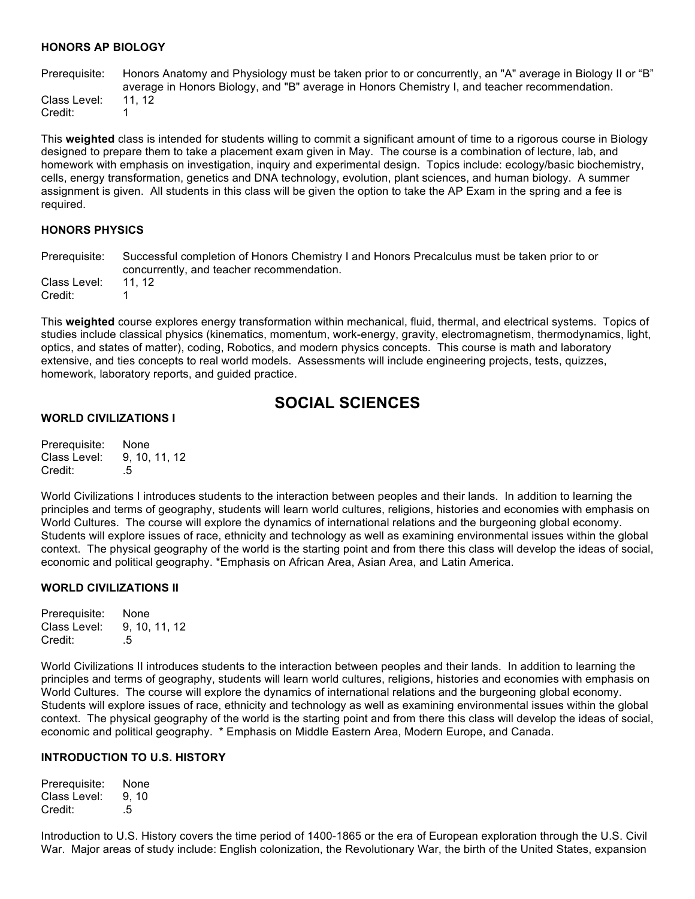### HONORS AP BIOLOGY

Prerequisite: Honors Anatomy and Physiology must be taken prior to or concurrently, an "A" average in Biology II or "B" average in Honors Biology, and "B" average in Honors Chemistry I, and teacher recommendation.
Class Level: 11, 12
Credit: 1

This **weighted** class is intended for students willing to commit a significant amount of time to a rigorous course in Biology designed to prepare them to take a placement exam given in May. The course is a combination of lecture, lab, and homework with emphasis on investigation, inquiry and experimental design. Topics include: ecology/basic biochemistry, cells, energy transformation, genetics and DNA technology, evolution, plant sciences, and human biology. A summer assignment is given. All students in this class will be given the option to take the AP Exam in the spring and a fee is required.

### HONORS PHYSICS

Prerequisite: Successful completion of Honors Chemistry I and Honors Precalculus must be taken prior to or concurrently, and teacher recommendation.
Class Level: 11, 12
Credit: 1

This **weighted** course explores energy transformation within mechanical, fluid, thermal, and electrical systems. Topics of studies include classical physics (kinematics, momentum, work-energy, gravity, electromagnetism, thermodynamics, light, optics, and states of matter), coding, Robotics, and modern physics concepts. This course is math and laboratory extensive, and ties concepts to real world models. Assessments will include engineering projects, tests, quizzes, homework, laboratory reports, and guided practice.

## SOCIAL SCIENCES

### WORLD CIVILIZATIONS I

Prerequisite: None
Class Level: 9, 10, 11, 12
Credit: .5

World Civilizations I introduces students to the interaction between peoples and their lands. In addition to learning the principles and terms of geography, students will learn world cultures, religions, histories and economies with emphasis on World Cultures. The course will explore the dynamics of international relations and the burgeoning global economy. Students will explore issues of race, ethnicity and technology as well as examining environmental issues within the global context. The physical geography of the world is the starting point and from there this class will develop the ideas of social, economic and political geography. *Emphasis on African Area, Asian Area, and Latin America.

### WORLD CIVILIZATIONS II

Prerequisite: None
Class Level: 9, 10, 11, 12
Credit: .5

World Civilizations II introduces students to the interaction between peoples and their lands. In addition to learning the principles and terms of geography, students will learn world cultures, religions, histories and economies with emphasis on World Cultures. The course will explore the dynamics of international relations and the burgeoning global economy. Students will explore issues of race, ethnicity and technology as well as examining environmental issues within the global context. The physical geography of the world is the starting point and from there this class will develop the ideas of social, economic and political geography. * Emphasis on Middle Eastern Area, Modern Europe, and Canada.

### INTRODUCTION TO U.S. HISTORY

Prerequisite: None
Class Level: 9, 10
Credit: .5

Introduction to U.S. History covers the time period of 1400-1865 or the era of European exploration through the U.S. Civil War. Major areas of study include: English colonization, the Revolutionary War, the birth of the United States, expansion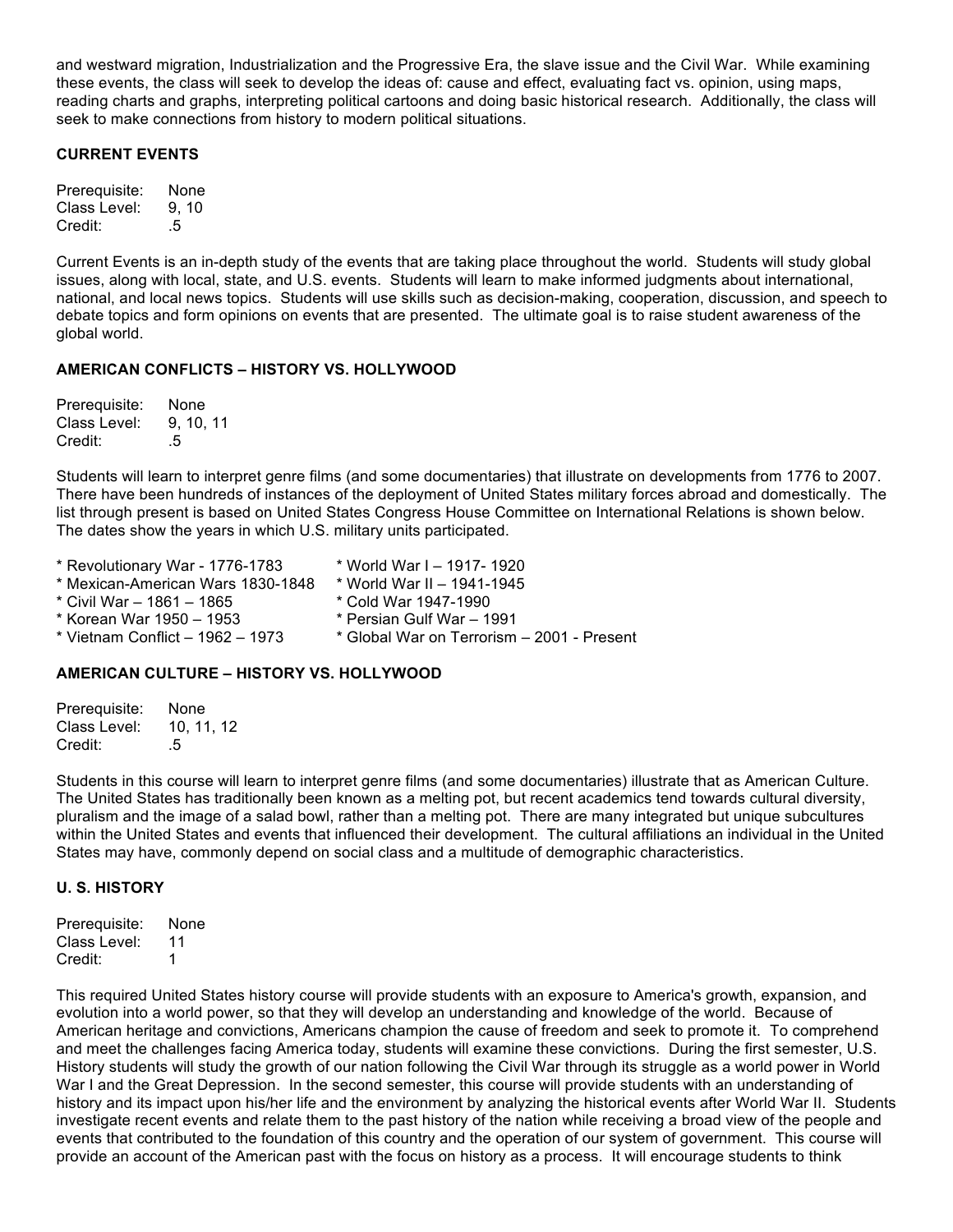and westward migration, Industrialization and the Progressive Era, the slave issue and the Civil War. While examining these events, the class will seek to develop the ideas of: cause and effect, evaluating fact vs. opinion, using maps, reading charts and graphs, interpreting political cartoons and doing basic historical research. Additionally, the class will seek to make connections from history to modern political situations.

### CURRENT EVENTS

Prerequisite: None
Class Level: 9, 10
Credit: .5

Current Events is an in-depth study of the events that are taking place throughout the world. Students will study global issues, along with local, state, and U.S. events. Students will learn to make informed judgments about international, national, and local news topics. Students will use skills such as decision-making, cooperation, discussion, and speech to debate topics and form opinions on events that are presented. The ultimate goal is to raise student awareness of the global world.

### AMERICAN CONFLICTS – HISTORY VS. HOLLYWOOD

Prerequisite: None
Class Level: 9, 10, 11
Credit: .5

Students will learn to interpret genre films (and some documentaries) that illustrate on developments from 1776 to 2007. There have been hundreds of instances of the deployment of United States military forces abroad and domestically. The list through present is based on United States Congress House Committee on International Relations is shown below. The dates show the years in which U.S. military units participated.

* Revolutionary War - 1776-1783
* Mexican-American Wars 1830-1848
* Civil War – 1861 – 1865
* Korean War 1950 – 1953
* Vietnam Conflict – 1962 – 1973
* World War I – 1917- 1920
* World War II – 1941-1945
* Cold War 1947-1990
* Persian Gulf War – 1991
* Global War on Terrorism – 2001 - Present

### AMERICAN CULTURE – HISTORY VS. HOLLYWOOD

Prerequisite: None
Class Level: 10, 11, 12
Credit: .5

Students in this course will learn to interpret genre films (and some documentaries) illustrate that as American Culture. The United States has traditionally been known as a melting pot, but recent academics tend towards cultural diversity, pluralism and the image of a salad bowl, rather than a melting pot. There are many integrated but unique subcultures within the United States and events that influenced their development. The cultural affiliations an individual in the United States may have, commonly depend on social class and a multitude of demographic characteristics.

### U. S. HISTORY

Prerequisite: None
Class Level: 11
Credit: 1

This required United States history course will provide students with an exposure to America's growth, expansion, and evolution into a world power, so that they will develop an understanding and knowledge of the world. Because of American heritage and convictions, Americans champion the cause of freedom and seek to promote it. To comprehend and meet the challenges facing America today, students will examine these convictions. During the first semester, U.S. History students will study the growth of our nation following the Civil War through its struggle as a world power in World War I and the Great Depression. In the second semester, this course will provide students with an understanding of history and its impact upon his/her life and the environment by analyzing the historical events after World War II. Students investigate recent events and relate them to the past history of the nation while receiving a broad view of the people and events that contributed to the foundation of this country and the operation of our system of government. This course will provide an account of the American past with the focus on history as a process. It will encourage students to think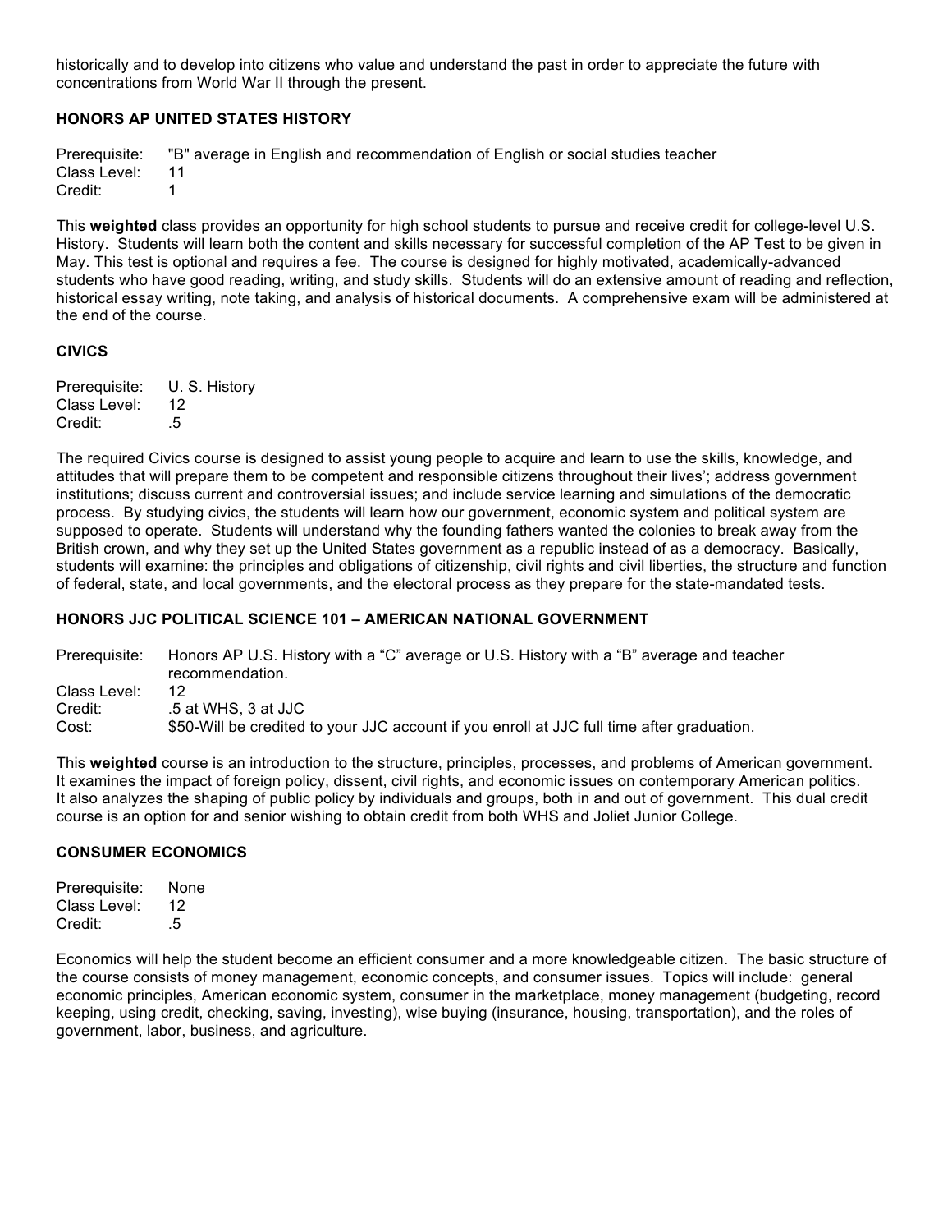historically and to develop into citizens who value and understand the past in order to appreciate the future with concentrations from World War II through the present.

### HONORS AP UNITED STATES HISTORY

Prerequisite: "B" average in English and recommendation of English or social studies teacher
Class Level: 11
Credit: 1

This **weighted** class provides an opportunity for high school students to pursue and receive credit for college-level U.S. History. Students will learn both the content and skills necessary for successful completion of the AP Test to be given in May. This test is optional and requires a fee. The course is designed for highly motivated, academically-advanced students who have good reading, writing, and study skills. Students will do an extensive amount of reading and reflection, historical essay writing, note taking, and analysis of historical documents. A comprehensive exam will be administered at the end of the course.

### CIVICS

Prerequisite: U. S. History
Class Level: 12
Credit: .5

The required Civics course is designed to assist young people to acquire and learn to use the skills, knowledge, and attitudes that will prepare them to be competent and responsible citizens throughout their lives'; address government institutions; discuss current and controversial issues; and include service learning and simulations of the democratic process. By studying civics, the students will learn how our government, economic system and political system are supposed to operate. Students will understand why the founding fathers wanted the colonies to break away from the British crown, and why they set up the United States government as a republic instead of as a democracy. Basically, students will examine: the principles and obligations of citizenship, civil rights and civil liberties, the structure and function of federal, state, and local governments, and the electoral process as they prepare for the state-mandated tests.

### HONORS JJC POLITICAL SCIENCE 101 – AMERICAN NATIONAL GOVERNMENT

Prerequisite: Honors AP U.S. History with a "C" average or U.S. History with a "B" average and teacher recommendation.
Class Level: 12
Credit: .5 at WHS, 3 at JJC
Cost: $50-Will be credited to your JJC account if you enroll at JJC full time after graduation.

This **weighted** course is an introduction to the structure, principles, processes, and problems of American government. It examines the impact of foreign policy, dissent, civil rights, and economic issues on contemporary American politics. It also analyzes the shaping of public policy by individuals and groups, both in and out of government. This dual credit course is an option for and senior wishing to obtain credit from both WHS and Joliet Junior College.

### CONSUMER ECONOMICS

Prerequisite: None
Class Level: 12
Credit: .5

Economics will help the student become an efficient consumer and a more knowledgeable citizen. The basic structure of the course consists of money management, economic concepts, and consumer issues. Topics will include: general economic principles, American economic system, consumer in the marketplace, money management (budgeting, record keeping, using credit, checking, saving, investing), wise buying (insurance, housing, transportation), and the roles of government, labor, business, and agriculture.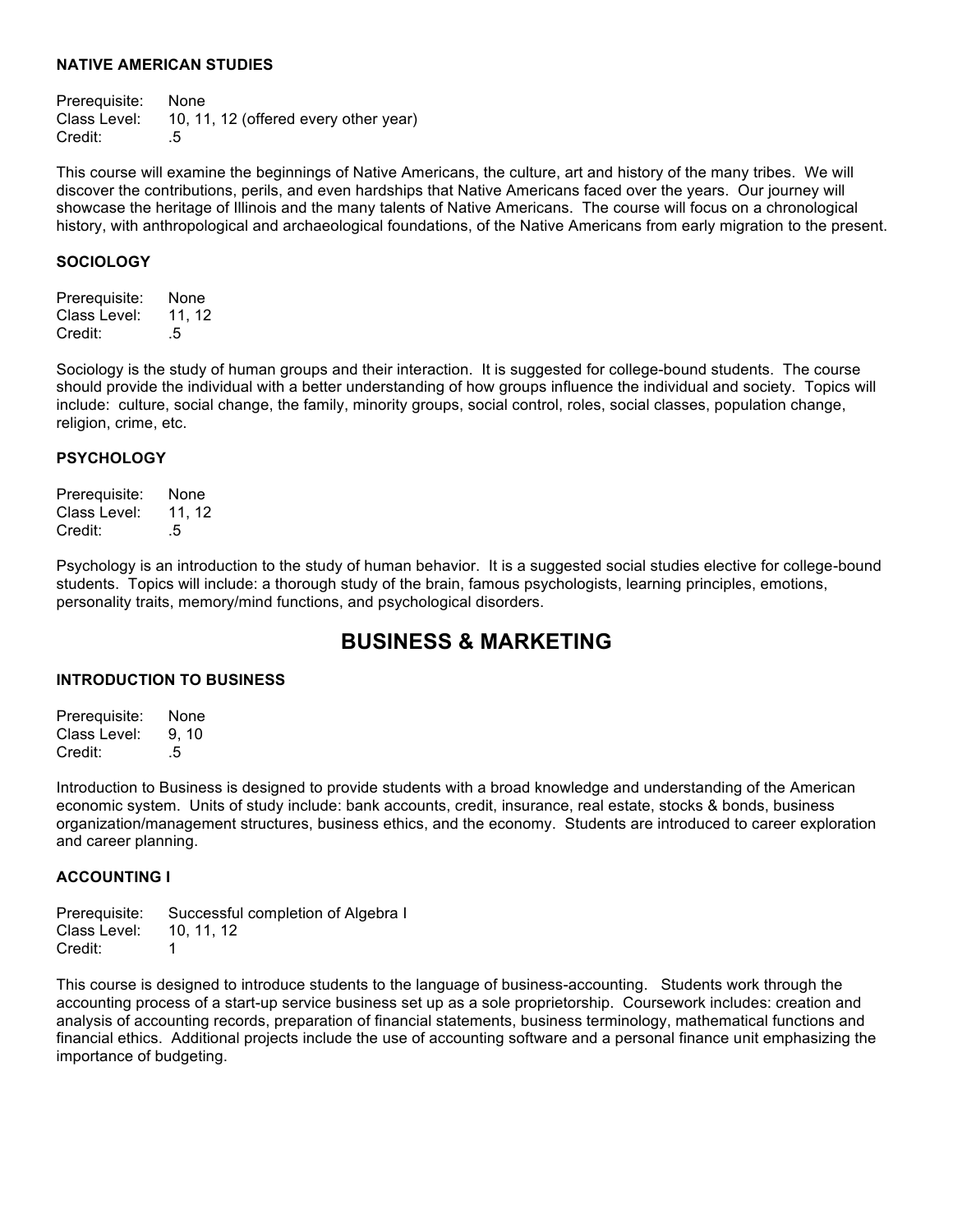### NATIVE AMERICAN STUDIES

Prerequisite: None
Class Level: 10, 11, 12 (offered every other year)
Credit: .5

This course will examine the beginnings of Native Americans, the culture, art and history of the many tribes. We will discover the contributions, perils, and even hardships that Native Americans faced over the years. Our journey will showcase the heritage of Illinois and the many talents of Native Americans. The course will focus on a chronological history, with anthropological and archaeological foundations, of the Native Americans from early migration to the present.

### SOCIOLOGY

Prerequisite: None
Class Level: 11, 12
Credit: .5

Sociology is the study of human groups and their interaction. It is suggested for college-bound students. The course should provide the individual with a better understanding of how groups influence the individual and society. Topics will include: culture, social change, the family, minority groups, social control, roles, social classes, population change, religion, crime, etc.

### PSYCHOLOGY

Prerequisite: None
Class Level: 11, 12
Credit: .5

Psychology is an introduction to the study of human behavior. It is a suggested social studies elective for college-bound students. Topics will include: a thorough study of the brain, famous psychologists, learning principles, emotions, personality traits, memory/mind functions, and psychological disorders.

## BUSINESS & MARKETING

### INTRODUCTION TO BUSINESS

Prerequisite: None
Class Level: 9, 10
Credit: .5

Introduction to Business is designed to provide students with a broad knowledge and understanding of the American economic system. Units of study include: bank accounts, credit, insurance, real estate, stocks & bonds, business organization/management structures, business ethics, and the economy. Students are introduced to career exploration and career planning.

### ACCOUNTING I

Prerequisite: Successful completion of Algebra I
Class Level: 10, 11, 12
Credit: 1

This course is designed to introduce students to the language of business-accounting. Students work through the accounting process of a start-up service business set up as a sole proprietorship. Coursework includes: creation and analysis of accounting records, preparation of financial statements, business terminology, mathematical functions and financial ethics. Additional projects include the use of accounting software and a personal finance unit emphasizing the importance of budgeting.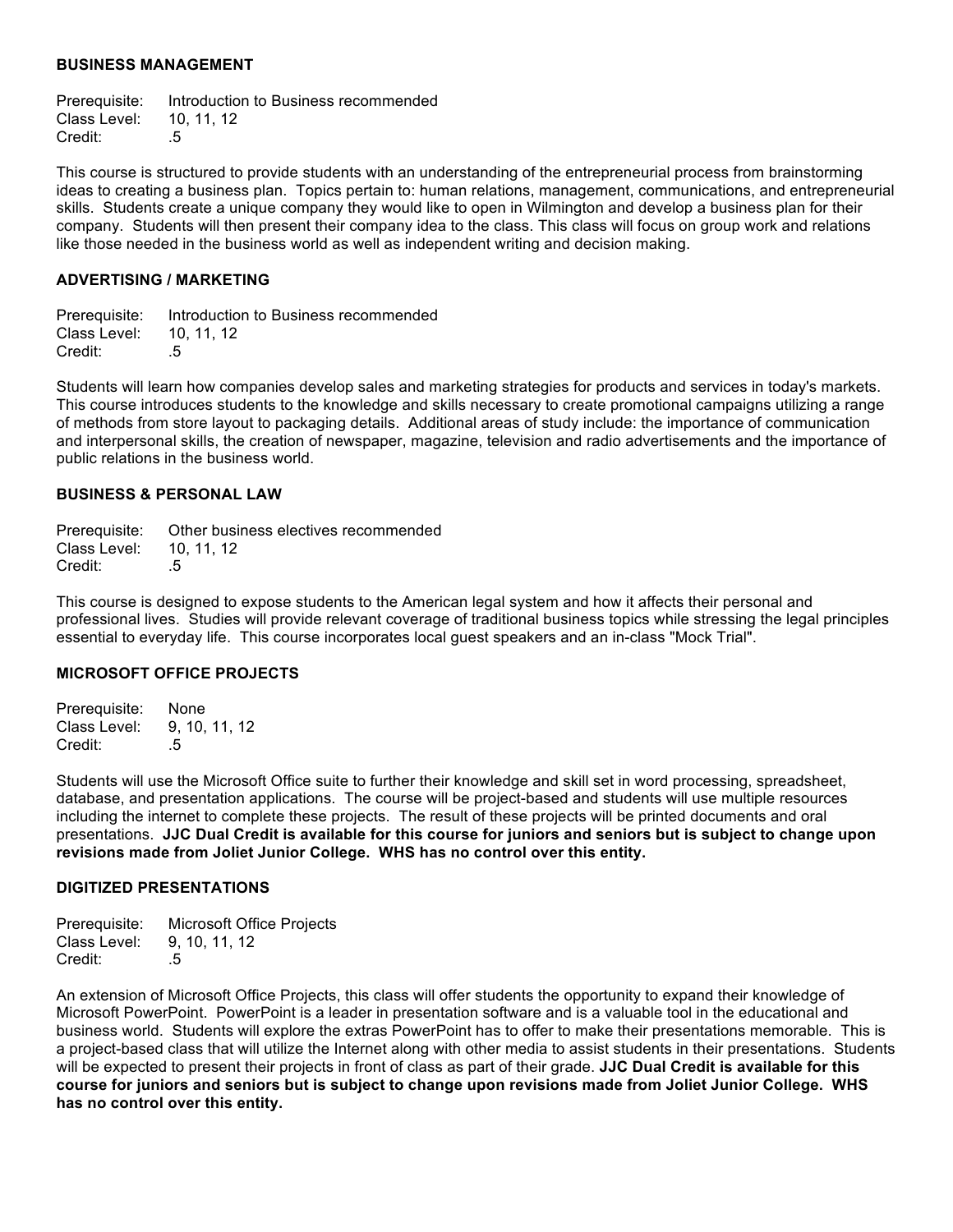### BUSINESS MANAGEMENT

Prerequisite: Introduction to Business recommended
Class Level: 10, 11, 12
Credit: .5

This course is structured to provide students with an understanding of the entrepreneurial process from brainstorming ideas to creating a business plan. Topics pertain to: human relations, management, communications, and entrepreneurial skills. Students create a unique company they would like to open in Wilmington and develop a business plan for their company. Students will then present their company idea to the class. This class will focus on group work and relations like those needed in the business world as well as independent writing and decision making.

### ADVERTISING / MARKETING

Prerequisite: Introduction to Business recommended
Class Level: 10, 11, 12
Credit: .5

Students will learn how companies develop sales and marketing strategies for products and services in today's markets. This course introduces students to the knowledge and skills necessary to create promotional campaigns utilizing a range of methods from store layout to packaging details. Additional areas of study include: the importance of communication and interpersonal skills, the creation of newspaper, magazine, television and radio advertisements and the importance of public relations in the business world.

### BUSINESS & PERSONAL LAW

Prerequisite: Other business electives recommended
Class Level: 10, 11, 12
Credit: .5

This course is designed to expose students to the American legal system and how it affects their personal and professional lives. Studies will provide relevant coverage of traditional business topics while stressing the legal principles essential to everyday life. This course incorporates local guest speakers and an in-class "Mock Trial".

### MICROSOFT OFFICE PROJECTS

Prerequisite: None
Class Level: 9, 10, 11, 12
Credit: .5

Students will use the Microsoft Office suite to further their knowledge and skill set in word processing, spreadsheet, database, and presentation applications. The course will be project-based and students will use multiple resources including the internet to complete these projects. The result of these projects will be printed documents and oral presentations. **JJC Dual Credit is available for this course for juniors and seniors but is subject to change upon revisions made from Joliet Junior College. WHS has no control over this entity.**

### DIGITIZED PRESENTATIONS

Prerequisite: Microsoft Office Projects
Class Level: 9, 10, 11, 12
Credit: .5

An extension of Microsoft Office Projects, this class will offer students the opportunity to expand their knowledge of Microsoft PowerPoint. PowerPoint is a leader in presentation software and is a valuable tool in the educational and business world. Students will explore the extras PowerPoint has to offer to make their presentations memorable. This is a project-based class that will utilize the Internet along with other media to assist students in their presentations. Students will be expected to present their projects in front of class as part of their grade. **JJC Dual Credit is available for this course for juniors and seniors but is subject to change upon revisions made from Joliet Junior College. WHS has no control over this entity.**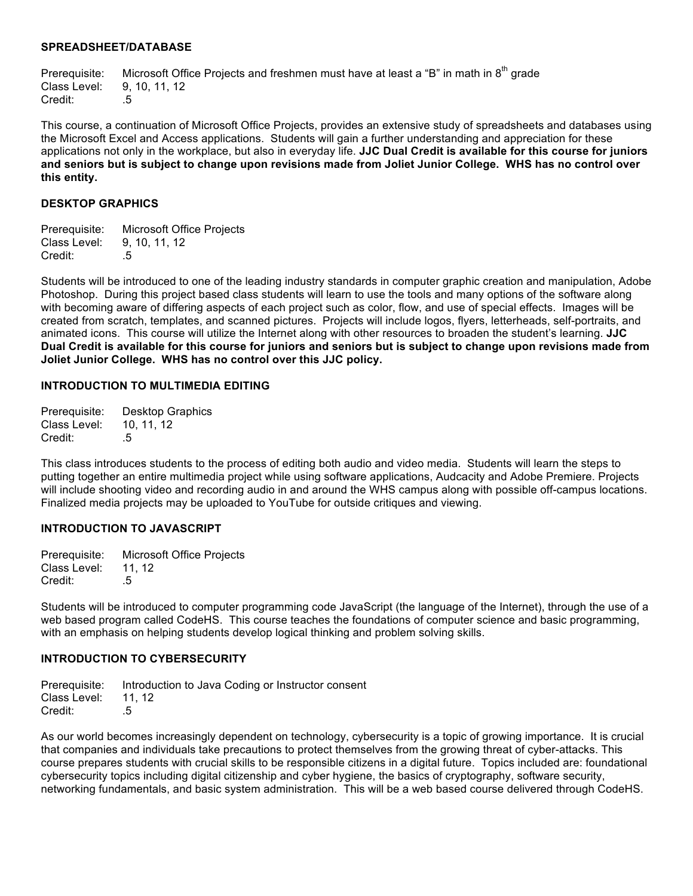### SPREADSHEET/DATABASE

Prerequisite: Microsoft Office Projects and freshmen must have at least a "B" in math in 8th grade
Class Level: 9, 10, 11, 12
Credit: .5

This course, a continuation of Microsoft Office Projects, provides an extensive study of spreadsheets and databases using the Microsoft Excel and Access applications. Students will gain a further understanding and appreciation for these applications not only in the workplace, but also in everyday life. **JJC Dual Credit is available for this course for juniors and seniors but is subject to change upon revisions made from Joliet Junior College. WHS has no control over this entity.**

### DESKTOP GRAPHICS

Prerequisite: Microsoft Office Projects
Class Level: 9, 10, 11, 12
Credit: .5

Students will be introduced to one of the leading industry standards in computer graphic creation and manipulation, Adobe Photoshop. During this project based class students will learn to use the tools and many options of the software along with becoming aware of differing aspects of each project such as color, flow, and use of special effects. Images will be created from scratch, templates, and scanned pictures. Projects will include logos, flyers, letterheads, self-portraits, and animated icons. This course will utilize the Internet along with other resources to broaden the student's learning. **JJC Dual Credit is available for this course for juniors and seniors but is subject to change upon revisions made from Joliet Junior College. WHS has no control over this JJC policy.**

### INTRODUCTION TO MULTIMEDIA EDITING

Prerequisite: Desktop Graphics
Class Level: 10, 11, 12
Credit: .5

This class introduces students to the process of editing both audio and video media. Students will learn the steps to putting together an entire multimedia project while using software applications, Audcacity and Adobe Premiere. Projects will include shooting video and recording audio in and around the WHS campus along with possible off-campus locations. Finalized media projects may be uploaded to YouTube for outside critiques and viewing.

### INTRODUCTION TO JAVASCRIPT

Prerequisite: Microsoft Office Projects
Class Level: 11, 12
Credit: .5

Students will be introduced to computer programming code JavaScript (the language of the Internet), through the use of a web based program called CodeHS. This course teaches the foundations of computer science and basic programming, with an emphasis on helping students develop logical thinking and problem solving skills.

### INTRODUCTION TO CYBERSECURITY

Prerequisite: Introduction to Java Coding or Instructor consent
Class Level: 11, 12
Credit: .5

As our world becomes increasingly dependent on technology, cybersecurity is a topic of growing importance. It is crucial that companies and individuals take precautions to protect themselves from the growing threat of cyber-attacks. This course prepares students with crucial skills to be responsible citizens in a digital future. Topics included are: foundational cybersecurity topics including digital citizenship and cyber hygiene, the basics of cryptography, software security, networking fundamentals, and basic system administration. This will be a web based course delivered through CodeHS.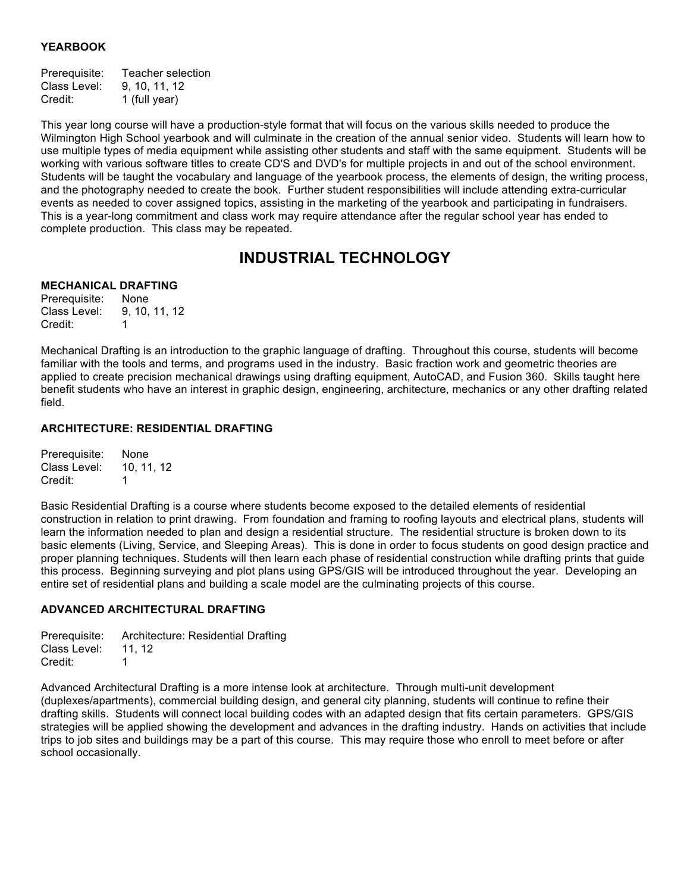### YEARBOOK

Prerequisite: Teacher selection
Class Level: 9, 10, 11, 12
Credit: 1 (full year)

This year long course will have a production-style format that will focus on the various skills needed to produce the Wilmington High School yearbook and will culminate in the creation of the annual senior video. Students will learn how to use multiple types of media equipment while assisting other students and staff with the same equipment. Students will be working with various software titles to create CD'S and DVD's for multiple projects in and out of the school environment. Students will be taught the vocabulary and language of the yearbook process, the elements of design, the writing process, and the photography needed to create the book. Further student responsibilities will include attending extra-curricular events as needed to cover assigned topics, assisting in the marketing of the yearbook and participating in fundraisers. This is a year-long commitment and class work may require attendance after the regular school year has ended to complete production. This class may be repeated.

## INDUSTRIAL TECHNOLOGY

### MECHANICAL DRAFTING

Prerequisite: None
Class Level: 9, 10, 11, 12
Credit: 1

Mechanical Drafting is an introduction to the graphic language of drafting. Throughout this course, students will become familiar with the tools and terms, and programs used in the industry. Basic fraction work and geometric theories are applied to create precision mechanical drawings using drafting equipment, AutoCAD, and Fusion 360. Skills taught here benefit students who have an interest in graphic design, engineering, architecture, mechanics or any other drafting related field.

### ARCHITECTURE: RESIDENTIAL DRAFTING

Prerequisite: None
Class Level: 10, 11, 12
Credit: 1

Basic Residential Drafting is a course where students become exposed to the detailed elements of residential construction in relation to print drawing. From foundation and framing to roofing layouts and electrical plans, students will learn the information needed to plan and design a residential structure. The residential structure is broken down to its basic elements (Living, Service, and Sleeping Areas). This is done in order to focus students on good design practice and proper planning techniques. Students will then learn each phase of residential construction while drafting prints that guide this process. Beginning surveying and plot plans using GPS/GIS will be introduced throughout the year. Developing an entire set of residential plans and building a scale model are the culminating projects of this course.

### ADVANCED ARCHITECTURAL DRAFTING

Prerequisite: Architecture: Residential Drafting
Class Level: 11, 12
Credit: 1

Advanced Architectural Drafting is a more intense look at architecture. Through multi-unit development (duplexes/apartments), commercial building design, and general city planning, students will continue to refine their drafting skills. Students will connect local building codes with an adapted design that fits certain parameters. GPS/GIS strategies will be applied showing the development and advances in the drafting industry. Hands on activities that include trips to job sites and buildings may be a part of this course. This may require those who enroll to meet before or after school occasionally.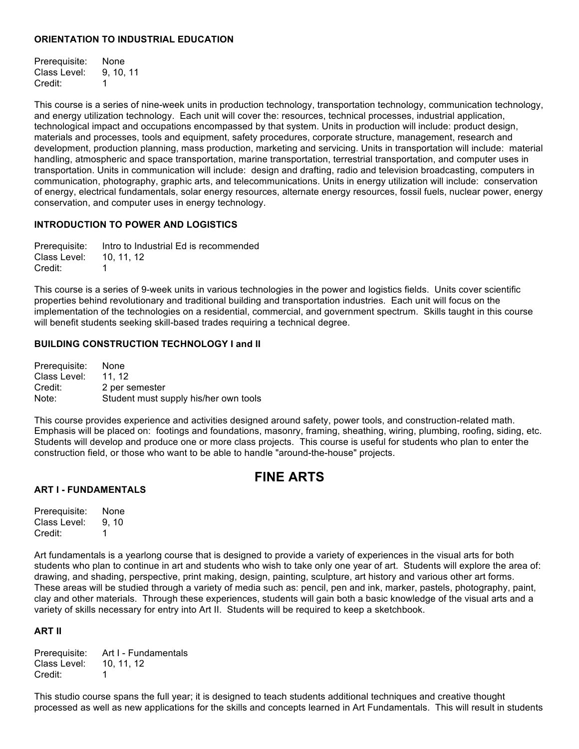### ORIENTATION TO INDUSTRIAL EDUCATION

Prerequisite: None
Class Level: 9, 10, 11
Credit: 1

This course is a series of nine-week units in production technology, transportation technology, communication technology, and energy utilization technology. Each unit will cover the: resources, technical processes, industrial application, technological impact and occupations encompassed by that system. Units in production will include: product design, materials and processes, tools and equipment, safety procedures, corporate structure, management, research and development, production planning, mass production, marketing and servicing. Units in transportation will include: material handling, atmospheric and space transportation, marine transportation, terrestrial transportation, and computer uses in transportation. Units in communication will include: design and drafting, radio and television broadcasting, computers in communication, photography, graphic arts, and telecommunications. Units in energy utilization will include: conservation of energy, electrical fundamentals, solar energy resources, alternate energy resources, fossil fuels, nuclear power, energy conservation, and computer uses in energy technology.

### INTRODUCTION TO POWER AND LOGISTICS

Prerequisite: Intro to Industrial Ed is recommended
Class Level: 10, 11, 12
Credit: 1

This course is a series of 9-week units in various technologies in the power and logistics fields. Units cover scientific properties behind revolutionary and traditional building and transportation industries. Each unit will focus on the implementation of the technologies on a residential, commercial, and government spectrum. Skills taught in this course will benefit students seeking skill-based trades requiring a technical degree.

### BUILDING CONSTRUCTION TECHNOLOGY I and II

Prerequisite: None
Class Level: 11, 12
Credit: 2 per semester
Note: Student must supply his/her own tools

This course provides experience and activities designed around safety, power tools, and construction-related math. Emphasis will be placed on: footings and foundations, masonry, framing, sheathing, wiring, plumbing, roofing, siding, etc. Students will develop and produce one or more class projects. This course is useful for students who plan to enter the construction field, or those who want to be able to handle "around-the-house" projects.

## FINE ARTS

### ART I - FUNDAMENTALS

Prerequisite: None
Class Level: 9, 10
Credit: 1

Art fundamentals is a yearlong course that is designed to provide a variety of experiences in the visual arts for both students who plan to continue in art and students who wish to take only one year of art. Students will explore the area of: drawing, and shading, perspective, print making, design, painting, sculpture, art history and various other art forms. These areas will be studied through a variety of media such as: pencil, pen and ink, marker, pastels, photography, paint, clay and other materials. Through these experiences, students will gain both a basic knowledge of the visual arts and a variety of skills necessary for entry into Art II. Students will be required to keep a sketchbook.

### ART II

Prerequisite: Art I - Fundamentals
Class Level: 10, 11, 12
Credit: 1

This studio course spans the full year; it is designed to teach students additional techniques and creative thought processed as well as new applications for the skills and concepts learned in Art Fundamentals. This will result in students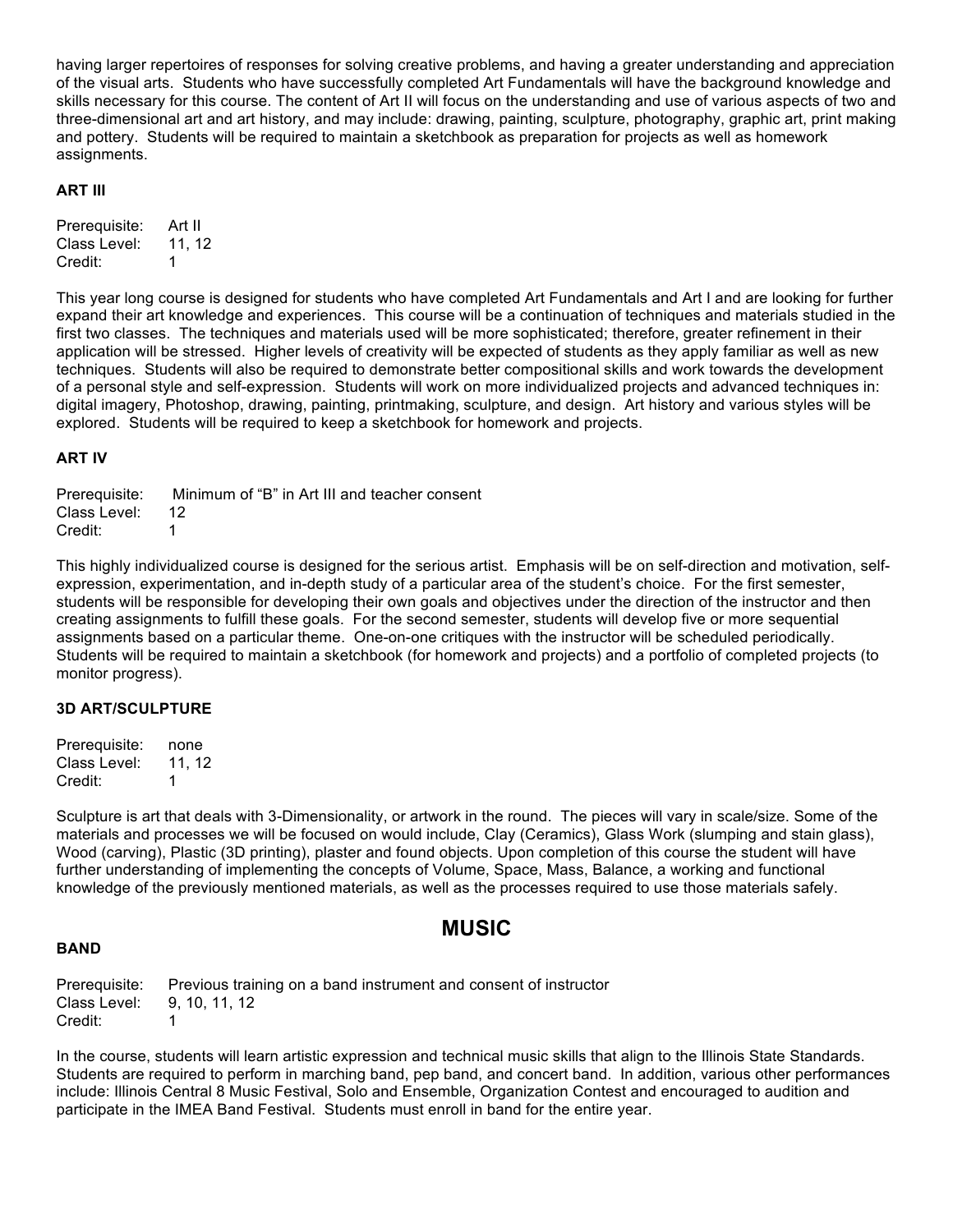having larger repertoires of responses for solving creative problems, and having a greater understanding and appreciation of the visual arts. Students who have successfully completed Art Fundamentals will have the background knowledge and skills necessary for this course. The content of Art II will focus on the understanding and use of various aspects of two and three-dimensional art and art history, and may include: drawing, painting, sculpture, photography, graphic art, print making and pottery. Students will be required to maintain a sketchbook as preparation for projects as well as homework assignments.

### ART III

Prerequisite: Art II
Class Level: 11, 12
Credit: 1

This year long course is designed for students who have completed Art Fundamentals and Art I and are looking for further expand their art knowledge and experiences. This course will be a continuation of techniques and materials studied in the first two classes. The techniques and materials used will be more sophisticated; therefore, greater refinement in their application will be stressed. Higher levels of creativity will be expected of students as they apply familiar as well as new techniques. Students will also be required to demonstrate better compositional skills and work towards the development of a personal style and self-expression. Students will work on more individualized projects and advanced techniques in: digital imagery, Photoshop, drawing, painting, printmaking, sculpture, and design. Art history and various styles will be explored. Students will be required to keep a sketchbook for homework and projects.

### ART IV

Prerequisite: Minimum of "B" in Art III and teacher consent
Class Level: 12
Credit: 1

This highly individualized course is designed for the serious artist. Emphasis will be on self-direction and motivation, self-expression, experimentation, and in-depth study of a particular area of the student's choice. For the first semester, students will be responsible for developing their own goals and objectives under the direction of the instructor and then creating assignments to fulfill these goals. For the second semester, students will develop five or more sequential assignments based on a particular theme. One-on-one critiques with the instructor will be scheduled periodically. Students will be required to maintain a sketchbook (for homework and projects) and a portfolio of completed projects (to monitor progress).

### 3D ART/SCULPTURE

Prerequisite: none
Class Level: 11, 12
Credit: 1

Sculpture is art that deals with 3-Dimensionality, or artwork in the round. The pieces will vary in scale/size. Some of the materials and processes we will be focused on would include, Clay (Ceramics), Glass Work (slumping and stain glass), Wood (carving), Plastic (3D printing), plaster and found objects. Upon completion of this course the student will have further understanding of implementing the concepts of Volume, Space, Mass, Balance, a working and functional knowledge of the previously mentioned materials, as well as the processes required to use those materials safely.

## MUSIC

### BAND

Prerequisite: Previous training on a band instrument and consent of instructor
Class Level: 9, 10, 11, 12
Credit: 1

In the course, students will learn artistic expression and technical music skills that align to the Illinois State Standards. Students are required to perform in marching band, pep band, and concert band. In addition, various other performances include: Illinois Central 8 Music Festival, Solo and Ensemble, Organization Contest and encouraged to audition and participate in the IMEA Band Festival. Students must enroll in band for the entire year.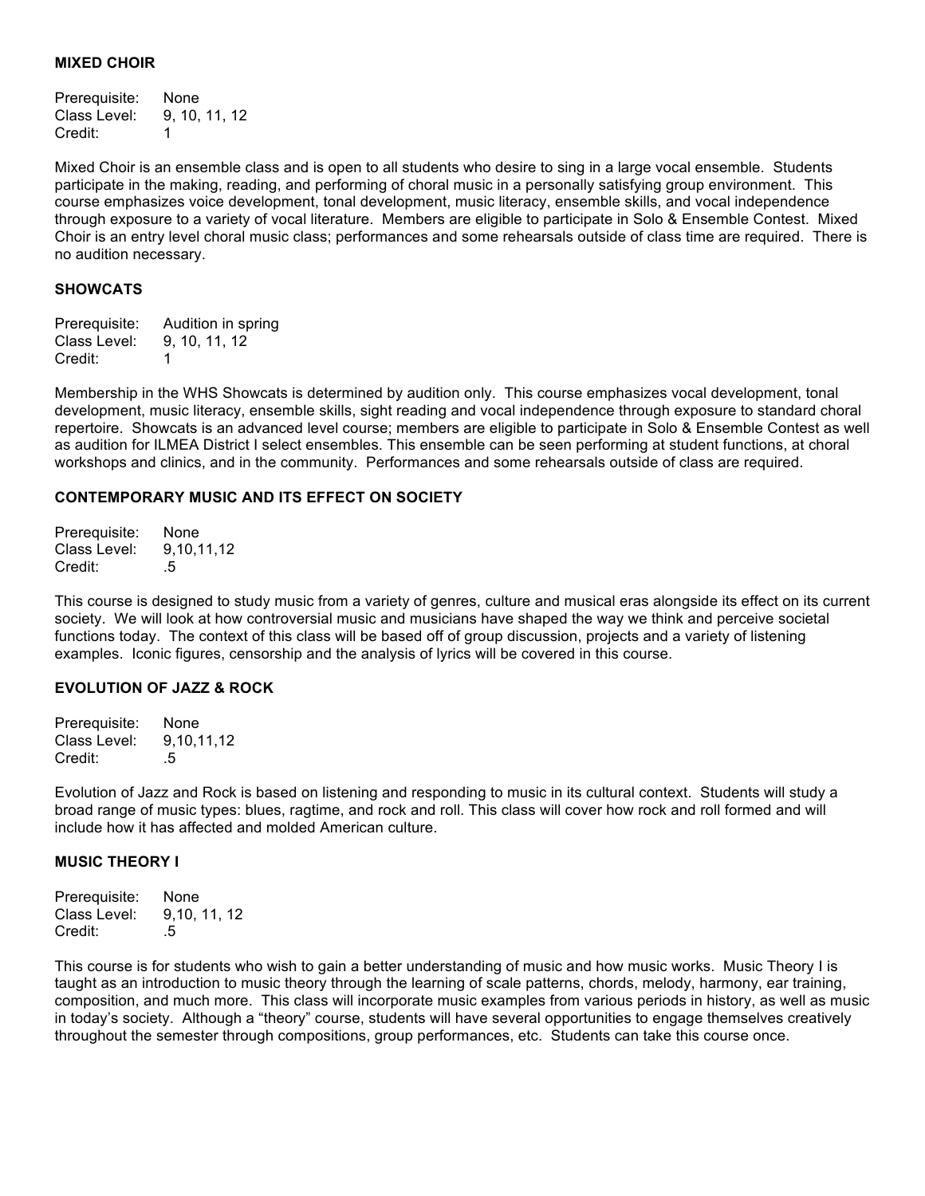### MIXED CHOIR

Prerequisite: None
Class Level: 9, 10, 11, 12
Credit: 1

Mixed Choir is an ensemble class and is open to all students who desire to sing in a large vocal ensemble. Students participate in the making, reading, and performing of choral music in a personally satisfying group environment. This course emphasizes voice development, tonal development, music literacy, ensemble skills, and vocal independence through exposure to a variety of vocal literature. Members are eligible to participate in Solo & Ensemble Contest. Mixed Choir is an entry level choral music class; performances and some rehearsals outside of class time are required. There is no audition necessary.

### SHOWCATS

Prerequisite: Audition in spring
Class Level: 9, 10, 11, 12
Credit: 1

Membership in the WHS Showcats is determined by audition only. This course emphasizes vocal development, tonal development, music literacy, ensemble skills, sight reading and vocal independence through exposure to standard choral repertoire. Showcats is an advanced level course; members are eligible to participate in Solo & Ensemble Contest as well as audition for ILMEA District I select ensembles. This ensemble can be seen performing at student functions, at choral workshops and clinics, and in the community. Performances and some rehearsals outside of class are required.

### CONTEMPORARY MUSIC AND ITS EFFECT ON SOCIETY

Prerequisite: None
Class Level: 9,10,11,12
Credit: .5

This course is designed to study music from a variety of genres, culture and musical eras alongside its effect on its current society. We will look at how controversial music and musicians have shaped the way we think and perceive societal functions today. The context of this class will be based off of group discussion, projects and a variety of listening examples. Iconic figures, censorship and the analysis of lyrics will be covered in this course.

### EVOLUTION OF JAZZ & ROCK

Prerequisite: None
Class Level: 9,10,11,12
Credit: .5

Evolution of Jazz and Rock is based on listening and responding to music in its cultural context. Students will study a broad range of music types: blues, ragtime, and rock and roll. This class will cover how rock and roll formed and will include how it has affected and molded American culture.

### MUSIC THEORY I

Prerequisite: None
Class Level: 9,10, 11, 12
Credit: .5

This course is for students who wish to gain a better understanding of music and how music works. Music Theory I is taught as an introduction to music theory through the learning of scale patterns, chords, melody, harmony, ear training, composition, and much more. This class will incorporate music examples from various periods in history, as well as music in today's society. Although a "theory" course, students will have several opportunities to engage themselves creatively throughout the semester through compositions, group performances, etc. Students can take this course once.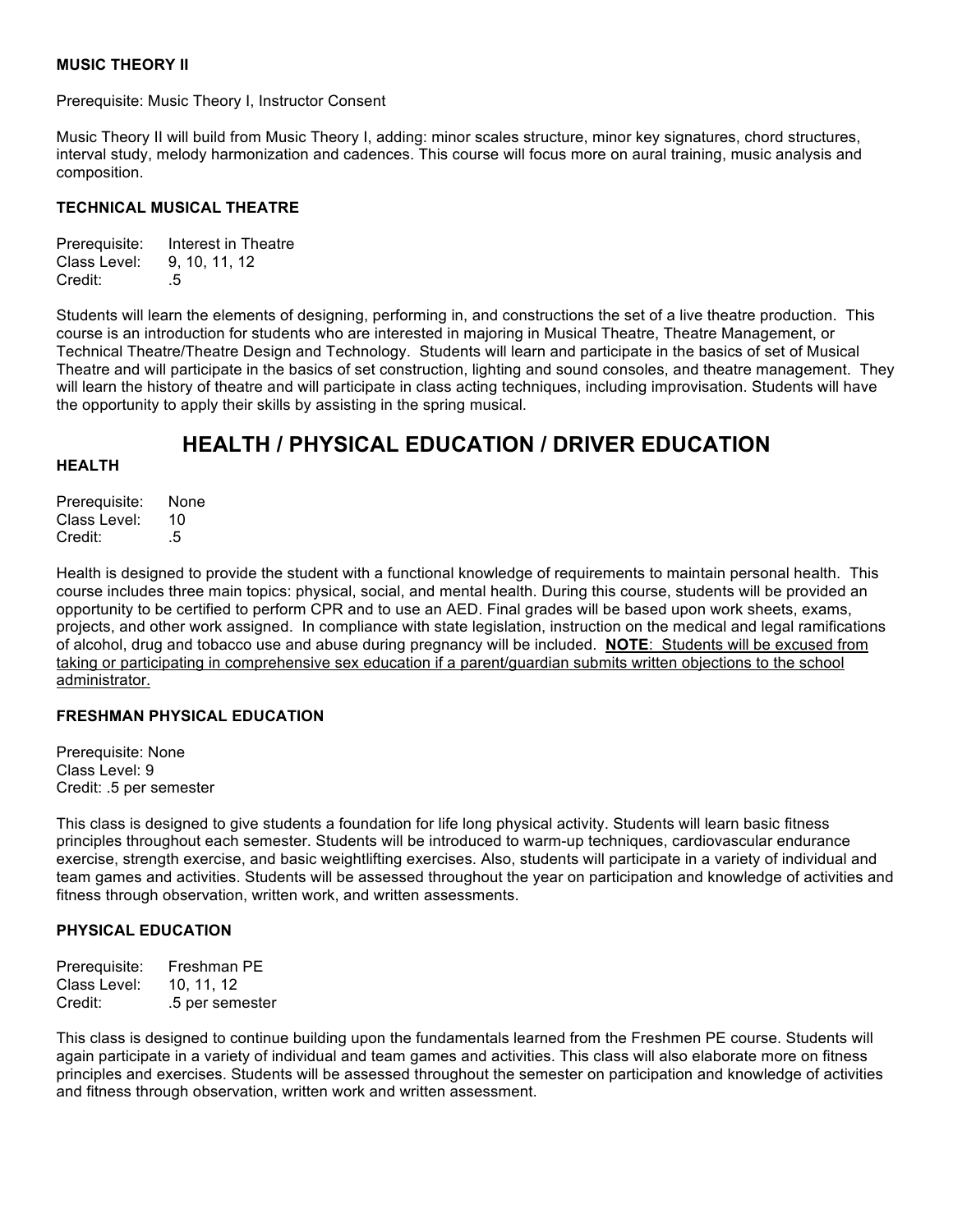### MUSIC THEORY II

Prerequisite: Music Theory I, Instructor Consent

Music Theory II will build from Music Theory I, adding: minor scales structure, minor key signatures, chord structures, interval study, melody harmonization and cadences. This course will focus more on aural training, music analysis and composition.

### TECHNICAL MUSICAL THEATRE

Prerequisite: Interest in Theatre
Class Level: 9, 10, 11, 12
Credit: .5

Students will learn the elements of designing, performing in, and constructions the set of a live theatre production. This course is an introduction for students who are interested in majoring in Musical Theatre, Theatre Management, or Technical Theatre/Theatre Design and Technology. Students will learn and participate in the basics of set of Musical Theatre and will participate in the basics of set construction, lighting and sound consoles, and theatre management. They will learn the history of theatre and will participate in class acting techniques, including improvisation. Students will have the opportunity to apply their skills by assisting in the spring musical.

## HEALTH / PHYSICAL EDUCATION / DRIVER EDUCATION

### HEALTH

Prerequisite: None
Class Level: 10
Credit: .5

Health is designed to provide the student with a functional knowledge of requirements to maintain personal health. This course includes three main topics: physical, social, and mental health. During this course, students will be provided an opportunity to be certified to perform CPR and to use an AED. Final grades will be based upon work sheets, exams, projects, and other work assigned. In compliance with state legislation, instruction on the medical and legal ramifications of alcohol, drug and tobacco use and abuse during pregnancy will be included. **NOTE**: Students will be excused from taking or participating in comprehensive sex education if a parent/guardian submits written objections to the school administrator.

### FRESHMAN PHYSICAL EDUCATION

Prerequisite: None
Class Level: 9
Credit: .5 per semester

This class is designed to give students a foundation for life long physical activity. Students will learn basic fitness principles throughout each semester. Students will be introduced to warm-up techniques, cardiovascular endurance exercise, strength exercise, and basic weightlifting exercises. Also, students will participate in a variety of individual and team games and activities. Students will be assessed throughout the year on participation and knowledge of activities and fitness through observation, written work, and written assessments.

### PHYSICAL EDUCATION

Prerequisite: Freshman PE
Class Level: 10, 11, 12
Credit: .5 per semester

This class is designed to continue building upon the fundamentals learned from the Freshmen PE course. Students will again participate in a variety of individual and team games and activities. This class will also elaborate more on fitness principles and exercises. Students will be assessed throughout the semester on participation and knowledge of activities and fitness through observation, written work and written assessment.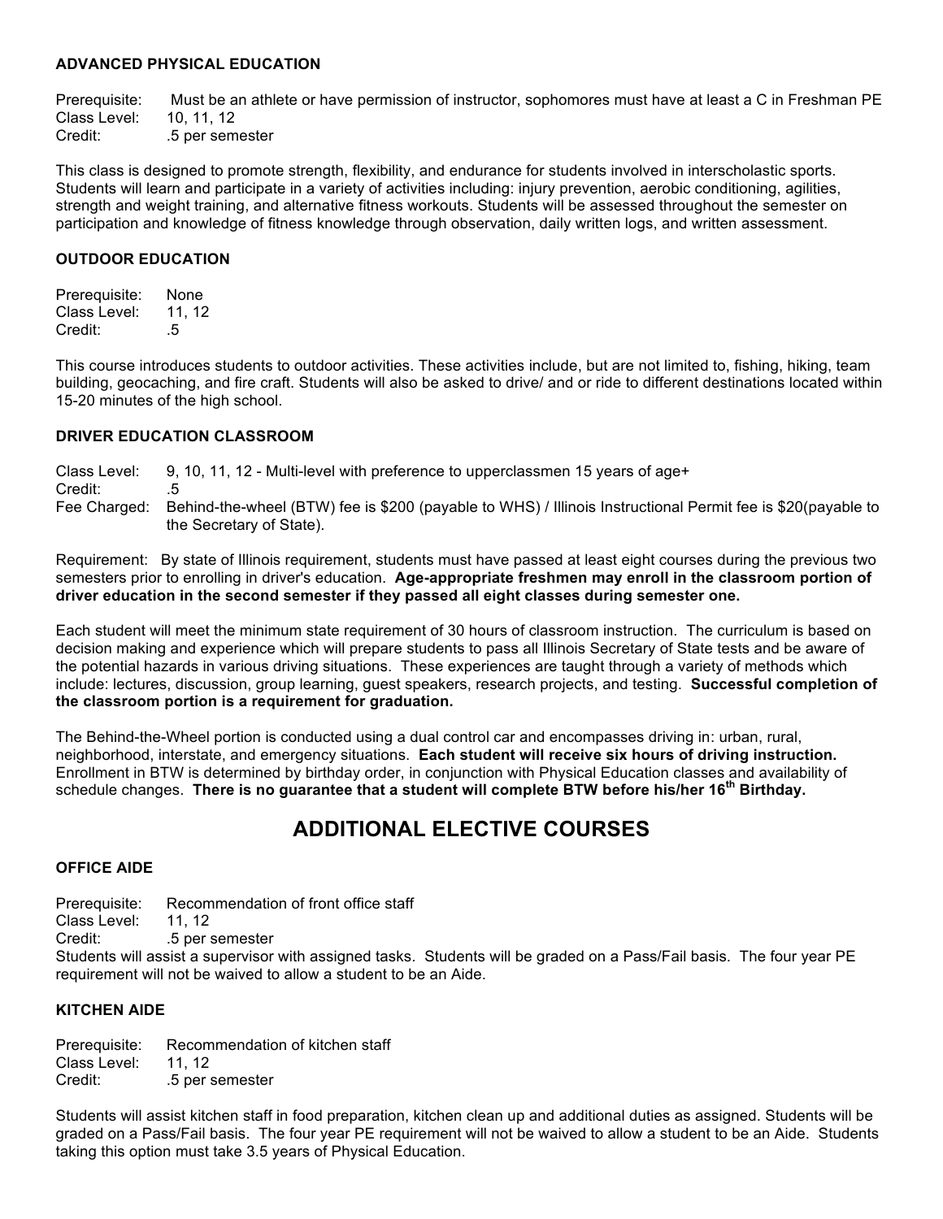### ADVANCED PHYSICAL EDUCATION

Prerequisite: Must be an athlete or have permission of instructor, sophomores must have at least a C in Freshman PE
Class Level: 10, 11, 12
Credit: .5 per semester

This class is designed to promote strength, flexibility, and endurance for students involved in interscholastic sports. Students will learn and participate in a variety of activities including: injury prevention, aerobic conditioning, agilities, strength and weight training, and alternative fitness workouts. Students will be assessed throughout the semester on participation and knowledge of fitness knowledge through observation, daily written logs, and written assessment.

### OUTDOOR EDUCATION

Prerequisite: None
Class Level: 11, 12
Credit: .5

This course introduces students to outdoor activities. These activities include, but are not limited to, fishing, hiking, team building, geocaching, and fire craft. Students will also be asked to drive/ and or ride to different destinations located within 15-20 minutes of the high school.

### DRIVER EDUCATION CLASSROOM

Class Level: 9, 10, 11, 12 - Multi-level with preference to upperclassmen 15 years of age+
Credit: .5
Fee Charged: Behind-the-wheel (BTW) fee is $200 (payable to WHS) / Illinois Instructional Permit fee is $20(payable to the Secretary of State).

Requirement: By state of Illinois requirement, students must have passed at least eight courses during the previous two semesters prior to enrolling in driver's education. **Age-appropriate freshmen may enroll in the classroom portion of driver education in the second semester if they passed all eight classes during semester one.**

Each student will meet the minimum state requirement of 30 hours of classroom instruction. The curriculum is based on decision making and experience which will prepare students to pass all Illinois Secretary of State tests and be aware of the potential hazards in various driving situations. These experiences are taught through a variety of methods which include: lectures, discussion, group learning, guest speakers, research projects, and testing. **Successful completion of the classroom portion is a requirement for graduation.**

The Behind-the-Wheel portion is conducted using a dual control car and encompasses driving in: urban, rural, neighborhood, interstate, and emergency situations. **Each student will receive six hours of driving instruction.** Enrollment in BTW is determined by birthday order, in conjunction with Physical Education classes and availability of schedule changes. **There is no guarantee that a student will complete BTW before his/her 16th Birthday.**

## ADDITIONAL ELECTIVE COURSES

### OFFICE AIDE

Prerequisite: Recommendation of front office staff
Class Level: 11, 12
Credit: .5 per semester
Students will assist a supervisor with assigned tasks. Students will be graded on a Pass/Fail basis. The four year PE requirement will not be waived to allow a student to be an Aide.

### KITCHEN AIDE

Prerequisite: Recommendation of kitchen staff
Class Level: 11, 12
Credit: .5 per semester

Students will assist kitchen staff in food preparation, kitchen clean up and additional duties as assigned. Students will be graded on a Pass/Fail basis. The four year PE requirement will not be waived to allow a student to be an Aide. Students taking this option must take 3.5 years of Physical Education.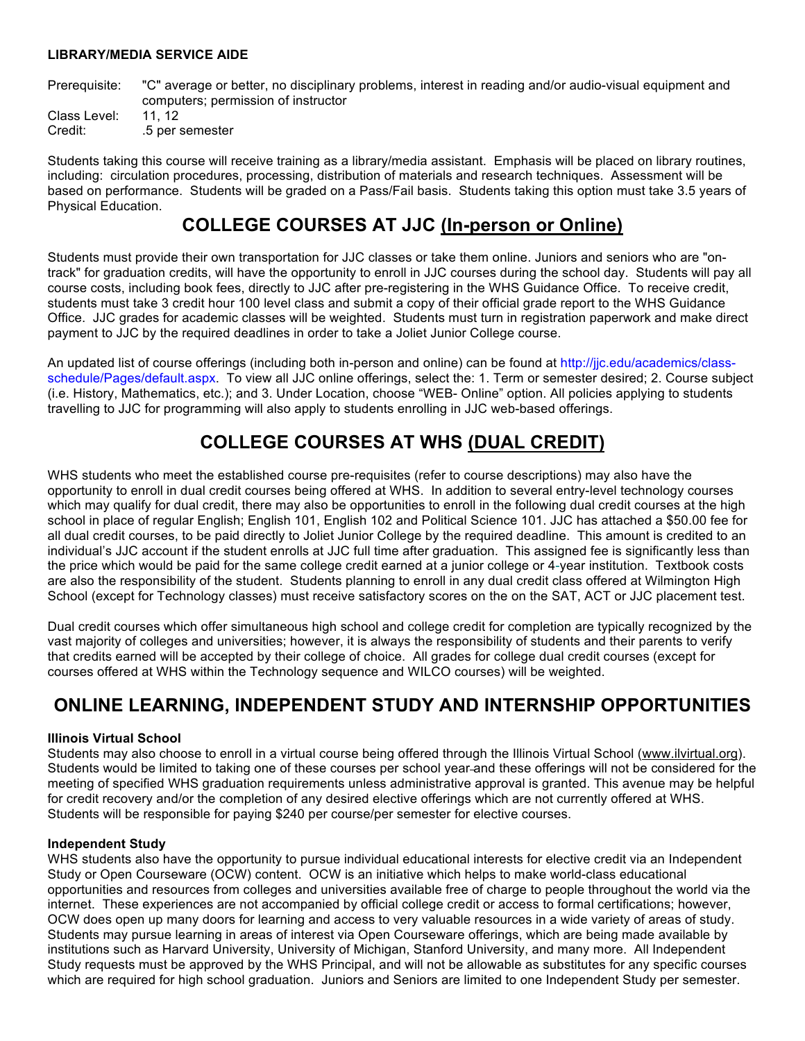**LIBRARY/MEDIA SERVICE AIDE**

Prerequisite: "C" average or better, no disciplinary problems, interest in reading and/or audio-visual equipment and computers; permission of instructor
Class Level: 11, 12
Credit: .5 per semester

Students taking this course will receive training as a library/media assistant. Emphasis will be placed on library routines, including: circulation procedures, processing, distribution of materials and research techniques. Assessment will be based on performance. Students will be graded on a Pass/Fail basis. Students taking this option must take 3.5 years of Physical Education.

## COLLEGE COURSES AT JJC (In-person or Online)

Students must provide their own transportation for JJC classes or take them online. Juniors and seniors who are "on-track" for graduation credits, will have the opportunity to enroll in JJC courses during the school day. Students will pay all course costs, including book fees, directly to JJC after pre-registering in the WHS Guidance Office. To receive credit, students must take 3 credit hour 100 level class and submit a copy of their official grade report to the WHS Guidance Office. JJC grades for academic classes will be weighted. Students must turn in registration paperwork and make direct payment to JJC by the required deadlines in order to take a Joliet Junior College course.

An updated list of course offerings (including both in-person and online) can be found at http://jjc.edu/academics/class-schedule/Pages/default.aspx. To view all JJC online offerings, select the: 1. Term or semester desired; 2. Course subject (i.e. History, Mathematics, etc.); and 3. Under Location, choose "WEB- Online" option. All policies applying to students travelling to JJC for programming will also apply to students enrolling in JJC web-based offerings.

## COLLEGE COURSES AT WHS (DUAL CREDIT)

WHS students who meet the established course pre-requisites (refer to course descriptions) may also have the opportunity to enroll in dual credit courses being offered at WHS. In addition to several entry-level technology courses which may qualify for dual credit, there may also be opportunities to enroll in the following dual credit courses at the high school in place of regular English; English 101, English 102 and Political Science 101. JJC has attached a $50.00 fee for all dual credit courses, to be paid directly to Joliet Junior College by the required deadline. This amount is credited to an individual's JJC account if the student enrolls at JJC full time after graduation. This assigned fee is significantly less than the price which would be paid for the same college credit earned at a junior college or 4-year institution. Textbook costs are also the responsibility of the student. Students planning to enroll in any dual credit class offered at Wilmington High School (except for Technology classes) must receive satisfactory scores on the on the SAT, ACT or JJC placement test.

Dual credit courses which offer simultaneous high school and college credit for completion are typically recognized by the vast majority of colleges and universities; however, it is always the responsibility of students and their parents to verify that credits earned will be accepted by their college of choice. All grades for college dual credit courses (except for courses offered at WHS within the Technology sequence and WILCO courses) will be weighted.

## ONLINE LEARNING, INDEPENDENT STUDY AND INTERNSHIP OPPORTUNITIES

**Illinois Virtual School**
Students may also choose to enroll in a virtual course being offered through the Illinois Virtual School (www.ilvirtual.org). Students would be limited to taking one of these courses per school year and these offerings will not be considered for the meeting of specified WHS graduation requirements unless administrative approval is granted. This avenue may be helpful for credit recovery and/or the completion of any desired elective offerings which are not currently offered at WHS. Students will be responsible for paying $240 per course/per semester for elective courses.

**Independent Study**
WHS students also have the opportunity to pursue individual educational interests for elective credit via an Independent Study or Open Courseware (OCW) content. OCW is an initiative which helps to make world-class educational opportunities and resources from colleges and universities available free of charge to people throughout the world via the internet. These experiences are not accompanied by official college credit or access to formal certifications; however, OCW does open up many doors for learning and access to very valuable resources in a wide variety of areas of study. Students may pursue learning in areas of interest via Open Courseware offerings, which are being made available by institutions such as Harvard University, University of Michigan, Stanford University, and many more. All Independent Study requests must be approved by the WHS Principal, and will not be allowable as substitutes for any specific courses which are required for high school graduation. Juniors and Seniors are limited to one Independent Study per semester.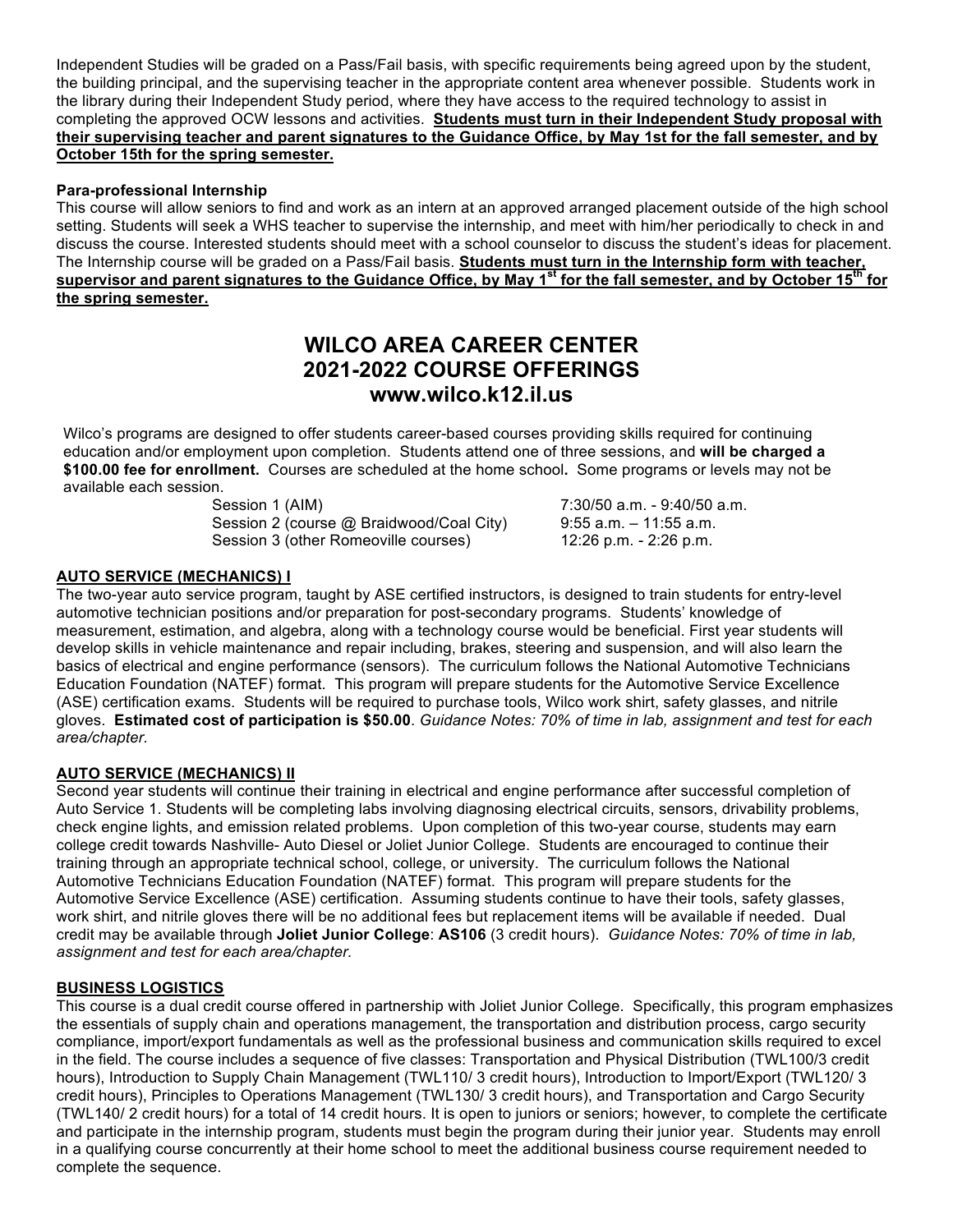Independent Studies will be graded on a Pass/Fail basis, with specific requirements being agreed upon by the student, the building principal, and the supervising teacher in the appropriate content area whenever possible. Students work in the library during their Independent Study period, where they have access to the required technology to assist in completing the approved OCW lessons and activities. **Students must turn in their Independent Study proposal with their supervising teacher and parent signatures to the Guidance Office, by May 1st for the fall semester, and by October 15th for the spring semester.**

**Para-professional Internship**

This course will allow seniors to find and work as an intern at an approved arranged placement outside of the high school setting. Students will seek a WHS teacher to supervise the internship, and meet with him/her periodically to check in and discuss the course. Interested students should meet with a school counselor to discuss the student's ideas for placement. The Internship course will be graded on a Pass/Fail basis. **Students must turn in the Internship form with teacher, supervisor and parent signatures to the Guidance Office, by May 1st for the fall semester, and by October 15th for the spring semester.**

# WILCO AREA CAREER CENTER
# 2021-2022 COURSE OFFERINGS
# www.wilco.k12.il.us

Wilco's programs are designed to offer students career-based courses providing skills required for continuing education and/or employment upon completion. Students attend one of three sessions, and **will be charged a $100.00 fee for enrollment.** Courses are scheduled at the home school**.** Some programs or levels may not be available each session.

| | |
|---|---|
| Session 1 (AIM) | 7:30/50 a.m. - 9:40/50 a.m. |
| Session 2 (course @ Braidwood/Coal City) | 9:55 a.m. – 11:55 a.m. |
| Session 3 (other Romeoville courses) | 12:26 p.m. - 2:26 p.m. |

**AUTO SERVICE (MECHANICS) I**

The two-year auto service program, taught by ASE certified instructors, is designed to train students for entry-level automotive technician positions and/or preparation for post-secondary programs. Students' knowledge of measurement, estimation, and algebra, along with a technology course would be beneficial. First year students will develop skills in vehicle maintenance and repair including, brakes, steering and suspension, and will also learn the basics of electrical and engine performance (sensors). The curriculum follows the National Automotive Technicians Education Foundation (NATEF) format. This program will prepare students for the Automotive Service Excellence (ASE) certification exams. Students will be required to purchase tools, Wilco work shirt, safety glasses, and nitrile gloves. **Estimated cost of participation is $50.00**. *Guidance Notes: 70% of time in lab, assignment and test for each area/chapter.*

**AUTO SERVICE (MECHANICS) II**

Second year students will continue their training in electrical and engine performance after successful completion of Auto Service 1. Students will be completing labs involving diagnosing electrical circuits, sensors, drivability problems, check engine lights, and emission related problems. Upon completion of this two-year course, students may earn college credit towards Nashville- Auto Diesel or Joliet Junior College. Students are encouraged to continue their training through an appropriate technical school, college, or university. The curriculum follows the National Automotive Technicians Education Foundation (NATEF) format. This program will prepare students for the Automotive Service Excellence (ASE) certification. Assuming students continue to have their tools, safety glasses, work shirt, and nitrile gloves there will be no additional fees but replacement items will be available if needed. Dual credit may be available through **Joliet Junior College**: **AS106** (3 credit hours). *Guidance Notes: 70% of time in lab, assignment and test for each area/chapter.*

**BUSINESS LOGISTICS**

This course is a dual credit course offered in partnership with Joliet Junior College. Specifically, this program emphasizes the essentials of supply chain and operations management, the transportation and distribution process, cargo security compliance, import/export fundamentals as well as the professional business and communication skills required to excel in the field. The course includes a sequence of five classes: Transportation and Physical Distribution (TWL100/3 credit hours), Introduction to Supply Chain Management (TWL110/ 3 credit hours), Introduction to Import/Export (TWL120/ 3 credit hours), Principles to Operations Management (TWL130/ 3 credit hours), and Transportation and Cargo Security (TWL140/ 2 credit hours) for a total of 14 credit hours. It is open to juniors or seniors; however, to complete the certificate and participate in the internship program, students must begin the program during their junior year. Students may enroll in a qualifying course concurrently at their home school to meet the additional business course requirement needed to complete the sequence.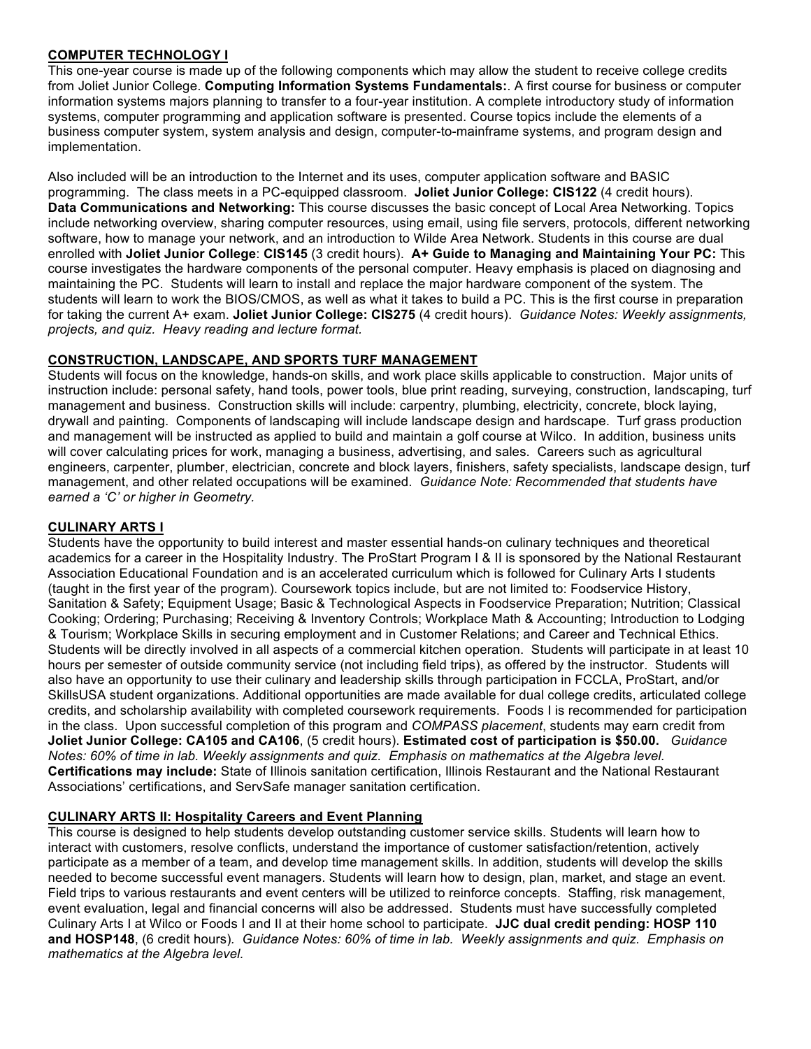## COMPUTER TECHNOLOGY I

This one-year course is made up of the following components which may allow the student to receive college credits from Joliet Junior College. **Computing Information Systems Fundamentals:**. A first course for business or computer information systems majors planning to transfer to a four-year institution. A complete introductory study of information systems, computer programming and application software is presented. Course topics include the elements of a business computer system, system analysis and design, computer-to-mainframe systems, and program design and implementation.

Also included will be an introduction to the Internet and its uses, computer application software and BASIC programming. The class meets in a PC-equipped classroom. **Joliet Junior College: CIS122** (4 credit hours). **Data Communications and Networking:** This course discusses the basic concept of Local Area Networking. Topics include networking overview, sharing computer resources, using email, using file servers, protocols, different networking software, how to manage your network, and an introduction to Wilde Area Network. Students in this course are dual enrolled with **Joliet Junior College**: **CIS145** (3 credit hours). **A+ Guide to Managing and Maintaining Your PC:** This course investigates the hardware components of the personal computer. Heavy emphasis is placed on diagnosing and maintaining the PC. Students will learn to install and replace the major hardware component of the system. The students will learn to work the BIOS/CMOS, as well as what it takes to build a PC. This is the first course in preparation for taking the current A+ exam. **Joliet Junior College: CIS275** (4 credit hours). *Guidance Notes: Weekly assignments, projects, and quiz. Heavy reading and lecture format.*

## CONSTRUCTION, LANDSCAPE, AND SPORTS TURF MANAGEMENT

Students will focus on the knowledge, hands-on skills, and work place skills applicable to construction. Major units of instruction include: personal safety, hand tools, power tools, blue print reading, surveying, construction, landscaping, turf management and business. Construction skills will include: carpentry, plumbing, electricity, concrete, block laying, drywall and painting. Components of landscaping will include landscape design and hardscape. Turf grass production and management will be instructed as applied to build and maintain a golf course at Wilco. In addition, business units will cover calculating prices for work, managing a business, advertising, and sales. Careers such as agricultural engineers, carpenter, plumber, electrician, concrete and block layers, finishers, safety specialists, landscape design, turf management, and other related occupations will be examined. *Guidance Note: Recommended that students have earned a 'C' or higher in Geometry.*

## CULINARY ARTS I

Students have the opportunity to build interest and master essential hands-on culinary techniques and theoretical academics for a career in the Hospitality Industry. The ProStart Program I & II is sponsored by the National Restaurant Association Educational Foundation and is an accelerated curriculum which is followed for Culinary Arts I students (taught in the first year of the program). Coursework topics include, but are not limited to: Foodservice History, Sanitation & Safety; Equipment Usage; Basic & Technological Aspects in Foodservice Preparation; Nutrition; Classical Cooking; Ordering; Purchasing; Receiving & Inventory Controls; Workplace Math & Accounting; Introduction to Lodging & Tourism; Workplace Skills in securing employment and in Customer Relations; and Career and Technical Ethics. Students will be directly involved in all aspects of a commercial kitchen operation. Students will participate in at least 10 hours per semester of outside community service (not including field trips), as offered by the instructor. Students will also have an opportunity to use their culinary and leadership skills through participation in FCCLA, ProStart, and/or SkillsUSA student organizations. Additional opportunities are made available for dual college credits, articulated college credits, and scholarship availability with completed coursework requirements. Foods I is recommended for participation in the class. Upon successful completion of this program and *COMPASS placement*, students may earn credit from **Joliet Junior College: CA105 and CA106**, (5 credit hours). **Estimated cost of participation is $50.00.** *Guidance Notes: 60% of time in lab. Weekly assignments and quiz. Emphasis on mathematics at the Algebra level.* **Certifications may include:** State of Illinois sanitation certification, Illinois Restaurant and the National Restaurant Associations' certifications, and ServSafe manager sanitation certification.

## CULINARY ARTS II: Hospitality Careers and Event Planning

This course is designed to help students develop outstanding customer service skills. Students will learn how to interact with customers, resolve conflicts, understand the importance of customer satisfaction/retention, actively participate as a member of a team, and develop time management skills. In addition, students will develop the skills needed to become successful event managers. Students will learn how to design, plan, market, and stage an event. Field trips to various restaurants and event centers will be utilized to reinforce concepts. Staffing, risk management, event evaluation, legal and financial concerns will also be addressed. Students must have successfully completed Culinary Arts I at Wilco or Foods I and II at their home school to participate. **JJC dual credit pending: HOSP 110 and HOSP148**, (6 credit hours). *Guidance Notes: 60% of time in lab. Weekly assignments and quiz. Emphasis on mathematics at the Algebra level.*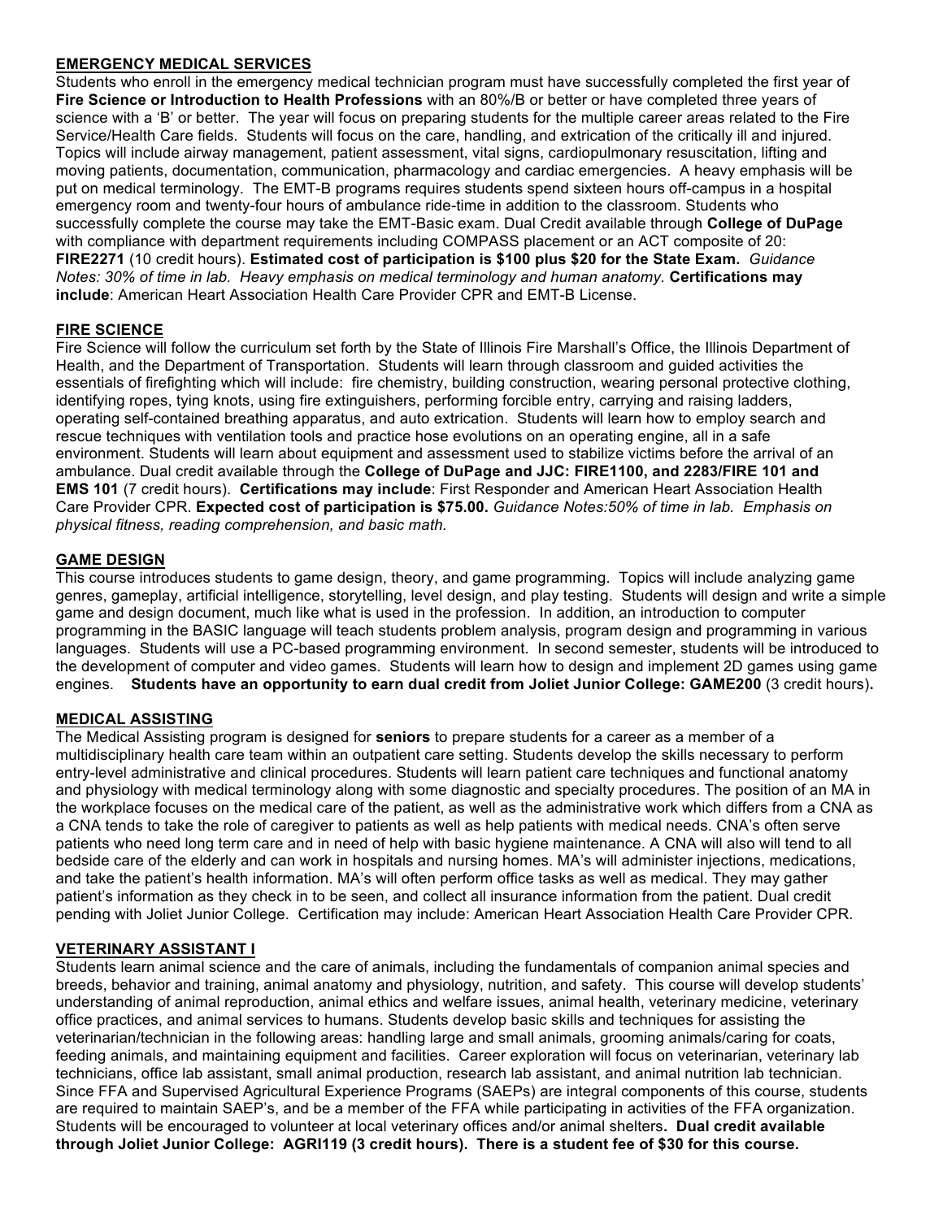## EMERGENCY MEDICAL SERVICES

Students who enroll in the emergency medical technician program must have successfully completed the first year of **Fire Science or Introduction to Health Professions** with an 80%/B or better or have completed three years of science with a 'B' or better. The year will focus on preparing students for the multiple career areas related to the Fire Service/Health Care fields. Students will focus on the care, handling, and extrication of the critically ill and injured. Topics will include airway management, patient assessment, vital signs, cardiopulmonary resuscitation, lifting and moving patients, documentation, communication, pharmacology and cardiac emergencies. A heavy emphasis will be put on medical terminology. The EMT-B programs requires students spend sixteen hours off-campus in a hospital emergency room and twenty-four hours of ambulance ride-time in addition to the classroom. Students who successfully complete the course may take the EMT-Basic exam. Dual Credit available through **College of DuPage** with compliance with department requirements including COMPASS placement or an ACT composite of 20: **FIRE2271** (10 credit hours). **Estimated cost of participation is $100 plus $20 for the State Exam.** *Guidance Notes: 30% of time in lab. Heavy emphasis on medical terminology and human anatomy.* **Certifications may include**: American Heart Association Health Care Provider CPR and EMT-B License.

## FIRE SCIENCE

Fire Science will follow the curriculum set forth by the State of Illinois Fire Marshall's Office, the Illinois Department of Health, and the Department of Transportation. Students will learn through classroom and guided activities the essentials of firefighting which will include: fire chemistry, building construction, wearing personal protective clothing, identifying ropes, tying knots, using fire extinguishers, performing forcible entry, carrying and raising ladders, operating self-contained breathing apparatus, and auto extrication. Students will learn how to employ search and rescue techniques with ventilation tools and practice hose evolutions on an operating engine, all in a safe environment. Students will learn about equipment and assessment used to stabilize victims before the arrival of an ambulance. Dual credit available through the **College of DuPage and JJC: FIRE1100, and 2283/FIRE 101 and EMS 101** (7 credit hours). **Certifications may include**: First Responder and American Heart Association Health Care Provider CPR. **Expected cost of participation is $75.00.** *Guidance Notes:50% of time in lab. Emphasis on physical fitness, reading comprehension, and basic math.*

## GAME DESIGN

This course introduces students to game design, theory, and game programming. Topics will include analyzing game genres, gameplay, artificial intelligence, storytelling, level design, and play testing. Students will design and write a simple game and design document, much like what is used in the profession. In addition, an introduction to computer programming in the BASIC language will teach students problem analysis, program design and programming in various languages. Students will use a PC-based programming environment. In second semester, students will be introduced to the development of computer and video games. Students will learn how to design and implement 2D games using game engines. **Students have an opportunity to earn dual credit from Joliet Junior College: GAME200** (3 credit hours)**.**

## MEDICAL ASSISTING

The Medical Assisting program is designed for **seniors** to prepare students for a career as a member of a multidisciplinary health care team within an outpatient care setting. Students develop the skills necessary to perform entry-level administrative and clinical procedures. Students will learn patient care techniques and functional anatomy and physiology with medical terminology along with some diagnostic and specialty procedures. The position of an MA in the workplace focuses on the medical care of the patient, as well as the administrative work which differs from a CNA as a CNA tends to take the role of caregiver to patients as well as help patients with medical needs. CNA's often serve patients who need long term care and in need of help with basic hygiene maintenance. A CNA will also will tend to all bedside care of the elderly and can work in hospitals and nursing homes. MA's will administer injections, medications, and take the patient's health information. MA's will often perform office tasks as well as medical. They may gather patient's information as they check in to be seen, and collect all insurance information from the patient. Dual credit pending with Joliet Junior College. Certification may include: American Heart Association Health Care Provider CPR.

## VETERINARY ASSISTANT I

Students learn animal science and the care of animals, including the fundamentals of companion animal species and breeds, behavior and training, animal anatomy and physiology, nutrition, and safety. This course will develop students' understanding of animal reproduction, animal ethics and welfare issues, animal health, veterinary medicine, veterinary office practices, and animal services to humans. Students develop basic skills and techniques for assisting the veterinarian/technician in the following areas: handling large and small animals, grooming animals/caring for coats, feeding animals, and maintaining equipment and facilities. Career exploration will focus on veterinarian, veterinary lab technicians, office lab assistant, small animal production, research lab assistant, and animal nutrition lab technician. Since FFA and Supervised Agricultural Experience Programs (SAEPs) are integral components of this course, students are required to maintain SAEP's, and be a member of the FFA while participating in activities of the FFA organization. Students will be encouraged to volunteer at local veterinary offices and/or animal shelters**. Dual credit available through Joliet Junior College: AGRI119 (3 credit hours). There is a student fee of $30 for this course.**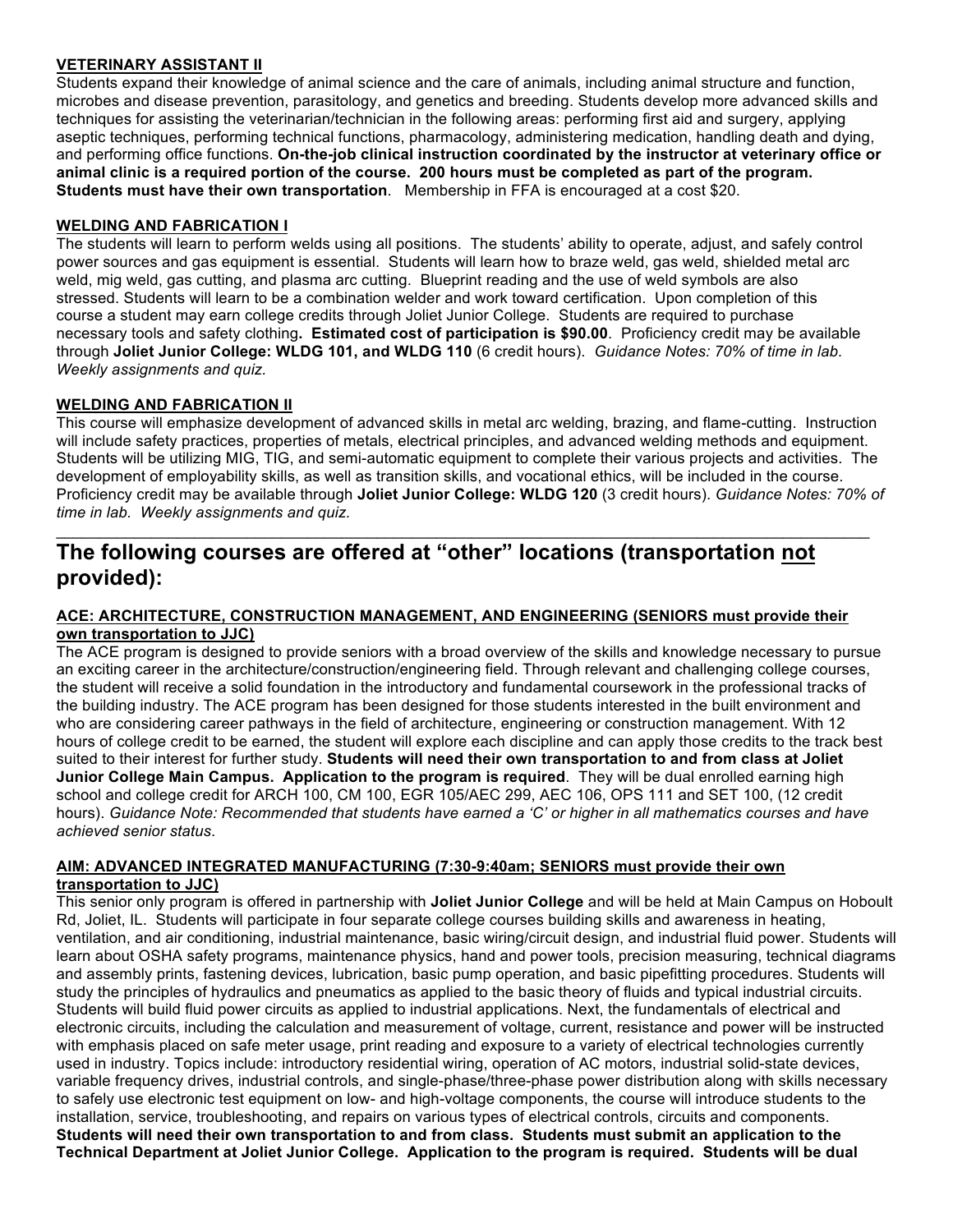**VETERINARY ASSISTANT II**

Students expand their knowledge of animal science and the care of animals, including animal structure and function, microbes and disease prevention, parasitology, and genetics and breeding. Students develop more advanced skills and techniques for assisting the veterinarian/technician in the following areas: performing first aid and surgery, applying aseptic techniques, performing technical functions, pharmacology, administering medication, handling death and dying, and performing office functions. **On-the-job clinical instruction coordinated by the instructor at veterinary office or animal clinic is a required portion of the course. 200 hours must be completed as part of the program. Students must have their own transportation**. Membership in FFA is encouraged at a cost $20.

**WELDING AND FABRICATION I**

The students will learn to perform welds using all positions. The students' ability to operate, adjust, and safely control power sources and gas equipment is essential. Students will learn how to braze weld, gas weld, shielded metal arc weld, mig weld, gas cutting, and plasma arc cutting. Blueprint reading and the use of weld symbols are also stressed. Students will learn to be a combination welder and work toward certification. Upon completion of this course a student may earn college credits through Joliet Junior College. Students are required to purchase necessary tools and safety clothing**. Estimated cost of participation is $90.00**. Proficiency credit may be available through **Joliet Junior College: WLDG 101, and WLDG 110** (6 credit hours). *Guidance Notes: 70% of time in lab. Weekly assignments and quiz.*

**WELDING AND FABRICATION II**

This course will emphasize development of advanced skills in metal arc welding, brazing, and flame-cutting. Instruction will include safety practices, properties of metals, electrical principles, and advanced welding methods and equipment. Students will be utilizing MIG, TIG, and semi-automatic equipment to complete their various projects and activities. The development of employability skills, as well as transition skills, and vocational ethics, will be included in the course. Proficiency credit may be available through **Joliet Junior College: WLDG 120** (3 credit hours). *Guidance Notes: 70% of time in lab. Weekly assignments and quiz.*

---

## The following courses are offered at "other" locations (transportation not provided):

**ACE: ARCHITECTURE, CONSTRUCTION MANAGEMENT, AND ENGINEERING (SENIORS must provide their own transportation to JJC)**

The ACE program is designed to provide seniors with a broad overview of the skills and knowledge necessary to pursue an exciting career in the architecture/construction/engineering field. Through relevant and challenging college courses, the student will receive a solid foundation in the introductory and fundamental coursework in the professional tracks of the building industry. The ACE program has been designed for those students interested in the built environment and who are considering career pathways in the field of architecture, engineering or construction management. With 12 hours of college credit to be earned, the student will explore each discipline and can apply those credits to the track best suited to their interest for further study. **Students will need their own transportation to and from class at Joliet Junior College Main Campus. Application to the program is required**. They will be dual enrolled earning high school and college credit for ARCH 100, CM 100, EGR 105/AEC 299, AEC 106, OPS 111 and SET 100, (12 credit hours). *Guidance Note: Recommended that students have earned a 'C' or higher in all mathematics courses and have achieved senior status*.

**AIM: ADVANCED INTEGRATED MANUFACTURING (7:30-9:40am; SENIORS must provide their own transportation to JJC)**

This senior only program is offered in partnership with **Joliet Junior College** and will be held at Main Campus on Houbolt Rd, Joliet, IL. Students will participate in four separate college courses building skills and awareness in heating, ventilation, and air conditioning, industrial maintenance, basic wiring/circuit design, and industrial fluid power. Students will learn about OSHA safety programs, maintenance physics, hand and power tools, precision measuring, technical diagrams and assembly prints, fastening devices, lubrication, basic pump operation, and basic pipefitting procedures. Students will study the principles of hydraulics and pneumatics as applied to the basic theory of fluids and typical industrial circuits. Students will build fluid power circuits as applied to industrial applications. Next, the fundamentals of electrical and electronic circuits, including the calculation and measurement of voltage, current, resistance and power will be instructed with emphasis placed on safe meter usage, print reading and exposure to a variety of electrical technologies currently used in industry. Topics include: introductory residential wiring, operation of AC motors, industrial solid-state devices, variable frequency drives, industrial controls, and single-phase/three-phase power distribution along with skills necessary to safely use electronic test equipment on low- and high-voltage components, the course will introduce students to the installation, service, troubleshooting, and repairs on various types of electrical controls, circuits and components. **Students will need their own transportation to and from class. Students must submit an application to the Technical Department at Joliet Junior College. Application to the program is required. Students will be dual**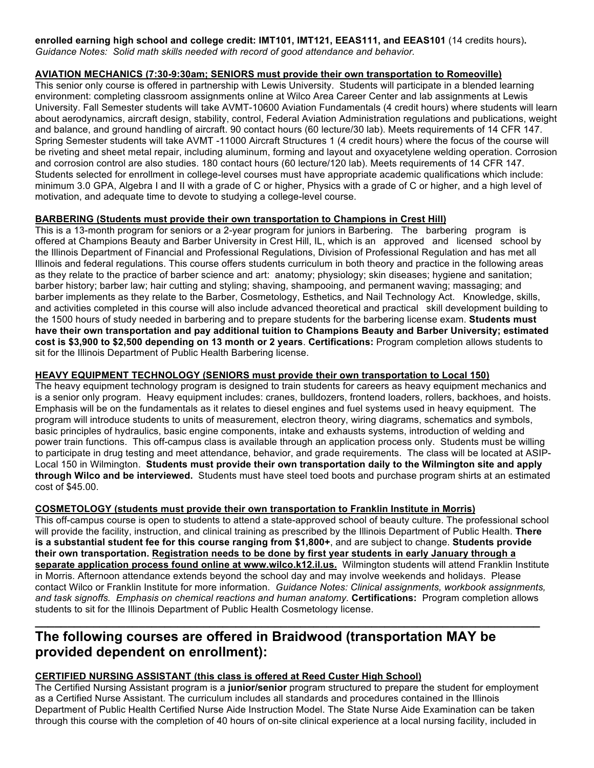**enrolled earning high school and college credit: IMT101, IMT121, EEAS111, and EEAS101** (14 credits hours)**.**
*Guidance Notes: Solid math skills needed with record of good attendance and behavior.*

**AVIATION MECHANICS (7:30-9:30am; SENIORS must provide their own transportation to Romeoville)**

This senior only course is offered in partnership with Lewis University. Students will participate in a blended learning environment: completing classroom assignments online at Wilco Area Career Center and lab assignments at Lewis University. Fall Semester students will take AVMT-10600 Aviation Fundamentals (4 credit hours) where students will learn about aerodynamics, aircraft design, stability, control, Federal Aviation Administration regulations and publications, weight and balance, and ground handling of aircraft. 90 contact hours (60 lecture/30 lab). Meets requirements of 14 CFR 147. Spring Semester students will take AVMT -11000 Aircraft Structures 1 (4 credit hours) where the focus of the course will be riveting and sheet metal repair, including aluminum, forming and layout and oxyacetylene welding operation. Corrosion and corrosion control are also studies. 180 contact hours (60 lecture/120 lab). Meets requirements of 14 CFR 147. Students selected for enrollment in college-level courses must have appropriate academic qualifications which include: minimum 3.0 GPA, Algebra I and II with a grade of C or higher, Physics with a grade of C or higher, and a high level of motivation, and adequate time to devote to studying a college-level course.

**BARBERING (Students must provide their own transportation to Champions in Crest Hill)**

This is a 13-month program for seniors or a 2-year program for juniors in Barbering. The barbering program is offered at Champions Beauty and Barber University in Crest Hill, IL, which is an approved and licensed school by the Illinois Department of Financial and Professional Regulations, Division of Professional Regulation and has met all Illinois and federal regulations. This course offers students curriculum in both theory and practice in the following areas as they relate to the practice of barber science and art: anatomy; physiology; skin diseases; hygiene and sanitation; barber history; barber law; hair cutting and styling; shaving, shampooing, and permanent waving; massaging; and barber implements as they relate to the Barber, Cosmetology, Esthetics, and Nail Technology Act. Knowledge, skills, and activities completed in this course will also include advanced theoretical and practical skill development building to the 1500 hours of study needed in barbering and to prepare students for the barbering license exam. **Students must have their own transportation and pay additional tuition to Champions Beauty and Barber University; estimated cost is $3,900 to $2,500 depending on 13 month or 2 years**. **Certifications:** Program completion allows students to sit for the Illinois Department of Public Health Barbering license.

**HEAVY EQUIPMENT TECHNOLOGY (SENIORS must provide their own transportation to Local 150)**

The heavy equipment technology program is designed to train students for careers as heavy equipment mechanics and is a senior only program. Heavy equipment includes: cranes, bulldozers, frontend loaders, rollers, backhoes, and hoists. Emphasis will be on the fundamentals as it relates to diesel engines and fuel systems used in heavy equipment. The program will introduce students to units of measurement, electron theory, wiring diagrams, schematics and symbols, basic principles of hydraulics, basic engine components, intake and exhausts systems, introduction of welding and power train functions. This off-campus class is available through an application process only. Students must be willing to participate in drug testing and meet attendance, behavior, and grade requirements. The class will be located at ASIP-Local 150 in Wilmington. **Students must provide their own transportation daily to the Wilmington site and apply through Wilco and be interviewed.** Students must have steel toed boots and purchase program shirts at an estimated cost of $45.00.

**COSMETOLOGY (students must provide their own transportation to Franklin Institute in Morris)**

This off-campus course is open to students to attend a state-approved school of beauty culture. The professional school will provide the facility, instruction, and clinical training as prescribed by the Illinois Department of Public Health. **There is a substantial student fee for this course ranging from $1,800+**, and are subject to change. **Students provide their own transportation. Registration needs to be done by first year students in early January through a separate application process found online at www.wilco.k12.il.us.** Wilmington students will attend Franklin Institute in Morris. Afternoon attendance extends beyond the school day and may involve weekends and holidays. Please contact Wilco or Franklin Institute for more information. *Guidance Notes: Clinical assignments, workbook assignments, and task signoffs. Emphasis on chemical reactions and human anatomy.* **Certifications:** Program completion allows students to sit for the Illinois Department of Public Health Cosmetology license.

---

## The following courses are offered in Braidwood (transportation MAY be provided dependent on enrollment):

**CERTIFIED NURSING ASSISTANT (this class is offered at Reed Custer High School)**

The Certified Nursing Assistant program is a **junior/senior** program structured to prepare the student for employment as a Certified Nurse Assistant. The curriculum includes all standards and procedures contained in the Illinois Department of Public Health Certified Nurse Aide Instruction Model. The State Nurse Aide Examination can be taken through this course with the completion of 40 hours of on-site clinical experience at a local nursing facility, included in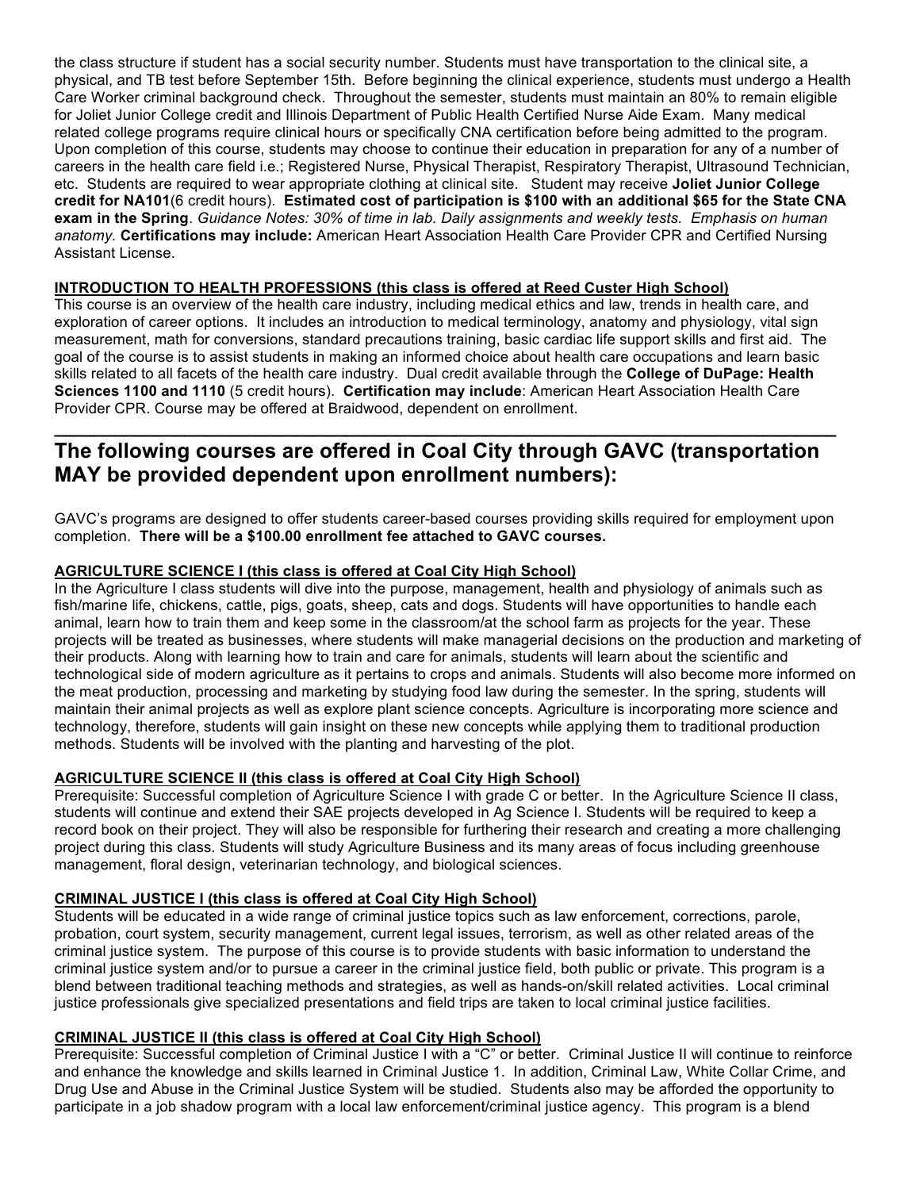the class structure if student has a social security number. Students must have transportation to the clinical site, a physical, and TB test before September 15th. Before beginning the clinical experience, students must undergo a Health Care Worker criminal background check. Throughout the semester, students must maintain an 80% to remain eligible for Joliet Junior College credit and Illinois Department of Public Health Certified Nurse Aide Exam. Many medical related college programs require clinical hours or specifically CNA certification before being admitted to the program. Upon completion of this course, students may choose to continue their education in preparation for any of a number of careers in the health care field i.e.; Registered Nurse, Physical Therapist, Respiratory Therapist, Ultrasound Technician, etc. Students are required to wear appropriate clothing at clinical site. Student may receive **Joliet Junior College credit for NA101**(6 credit hours). **Estimated cost of participation is $100 with an additional $65 for the State CNA exam in the Spring**. *Guidance Notes: 30% of time in lab. Daily assignments and weekly tests. Emphasis on human anatomy.* **Certifications may include:** American Heart Association Health Care Provider CPR and Certified Nursing Assistant License.

**INTRODUCTION TO HEALTH PROFESSIONS (this class is offered at Reed Custer High School)**

This course is an overview of the health care industry, including medical ethics and law, trends in health care, and exploration of career options. It includes an introduction to medical terminology, anatomy and physiology, vital sign measurement, math for conversions, standard precautions training, basic cardiac life support skills and first aid. The goal of the course is to assist students in making an informed choice about health care occupations and learn basic skills related to all facets of the health care industry. Dual credit available through the **College of DuPage: Health Sciences 1100 and 1110** (5 credit hours). **Certification may include**: American Heart Association Health Care Provider CPR. Course may be offered at Braidwood, dependent on enrollment.

---

## The following courses are offered in Coal City through GAVC (transportation MAY be provided dependent upon enrollment numbers):

GAVC's programs are designed to offer students career-based courses providing skills required for employment upon completion. **There will be a $100.00 enrollment fee attached to GAVC courses.**

**AGRICULTURE SCIENCE I (this class is offered at Coal City High School)**

In the Agriculture I class students will dive into the purpose, management, health and physiology of animals such as fish/marine life, chickens, cattle, pigs, goats, sheep, cats and dogs. Students will have opportunities to handle each animal, learn how to train them and keep some in the classroom/at the school farm as projects for the year. These projects will be treated as businesses, where students will make managerial decisions on the production and marketing of their products. Along with learning how to train and care for animals, students will learn about the scientific and technological side of modern agriculture as it pertains to crops and animals. Students will also become more informed on the meat production, processing and marketing by studying food law during the semester. In the spring, students will maintain their animal projects as well as explore plant science concepts. Agriculture is incorporating more science and technology, therefore, students will gain insight on these new concepts while applying them to traditional production methods. Students will be involved with the planting and harvesting of the plot.

**AGRICULTURE SCIENCE II (this class is offered at Coal City High School)**

Prerequisite: Successful completion of Agriculture Science I with grade C or better. In the Agriculture Science II class, students will continue and extend their SAE projects developed in Ag Science I. Students will be required to keep a record book on their project. They will also be responsible for furthering their research and creating a more challenging project during this class. Students will study Agriculture Business and its many areas of focus including greenhouse management, floral design, veterinarian technology, and biological sciences.

**CRIMINAL JUSTICE I (this class is offered at Coal City High School)**

Students will be educated in a wide range of criminal justice topics such as law enforcement, corrections, parole, probation, court system, security management, current legal issues, terrorism, as well as other related areas of the criminal justice system. The purpose of this course is to provide students with basic information to understand the criminal justice system and/or to pursue a career in the criminal justice field, both public or private. This program is a blend between traditional teaching methods and strategies, as well as hands-on/skill related activities. Local criminal justice professionals give specialized presentations and field trips are taken to local criminal justice facilities.

**CRIMINAL JUSTICE II (this class is offered at Coal City High School)**

Prerequisite: Successful completion of Criminal Justice I with a "C" or better. Criminal Justice II will continue to reinforce and enhance the knowledge and skills learned in Criminal Justice 1. In addition, Criminal Law, White Collar Crime, and Drug Use and Abuse in the Criminal Justice System will be studied. Students also may be afforded the opportunity to participate in a job shadow program with a local law enforcement/criminal justice agency. This program is a blend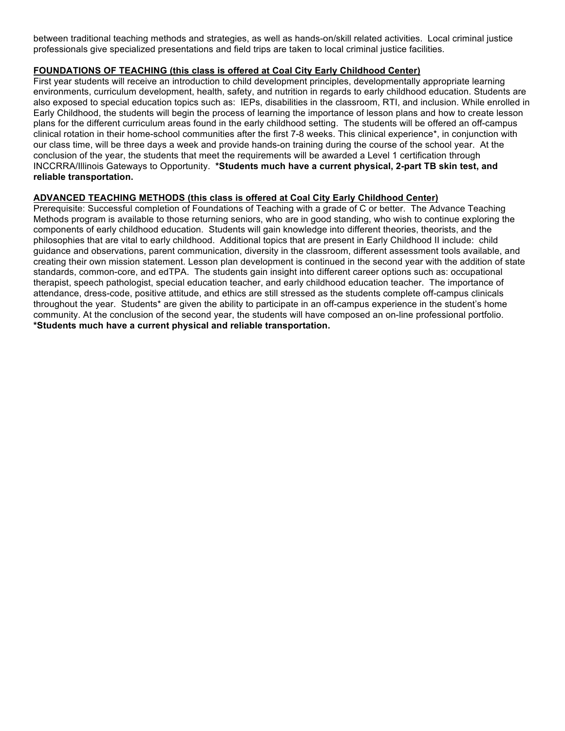between traditional teaching methods and strategies, as well as hands-on/skill related activities. Local criminal justice professionals give specialized presentations and field trips are taken to local criminal justice facilities.

**FOUNDATIONS OF TEACHING (this class is offered at Coal City Early Childhood Center)**

First year students will receive an introduction to child development principles, developmentally appropriate learning environments, curriculum development, health, safety, and nutrition in regards to early childhood education. Students are also exposed to special education topics such as: IEPs, disabilities in the classroom, RTI, and inclusion. While enrolled in Early Childhood, the students will begin the process of learning the importance of lesson plans and how to create lesson plans for the different curriculum areas found in the early childhood setting. The students will be offered an off-campus clinical rotation in their home-school communities after the first 7-8 weeks. This clinical experience*, in conjunction with our class time, will be three days a week and provide hands-on training during the course of the school year. At the conclusion of the year, the students that meet the requirements will be awarded a Level 1 certification through INCCRRA/Illinois Gateways to Opportunity. **\*Students much have a current physical, 2-part TB skin test, and reliable transportation.**

**ADVANCED TEACHING METHODS (this class is offered at Coal City Early Childhood Center)**

Prerequisite: Successful completion of Foundations of Teaching with a grade of C or better. The Advance Teaching Methods program is available to those returning seniors, who are in good standing, who wish to continue exploring the components of early childhood education. Students will gain knowledge into different theories, theorists, and the philosophies that are vital to early childhood. Additional topics that are present in Early Childhood II include: child guidance and observations, parent communication, diversity in the classroom, different assessment tools available, and creating their own mission statement. Lesson plan development is continued in the second year with the addition of state standards, common-core, and edTPA. The students gain insight into different career options such as: occupational therapist, speech pathologist, special education teacher, and early childhood education teacher. The importance of attendance, dress-code, positive attitude, and ethics are still stressed as the students complete off-campus clinicals throughout the year. Students* are given the ability to participate in an off-campus experience in the student's home community. At the conclusion of the second year, the students will have composed an on-line professional portfolio. **\*Students much have a current physical and reliable transportation.**